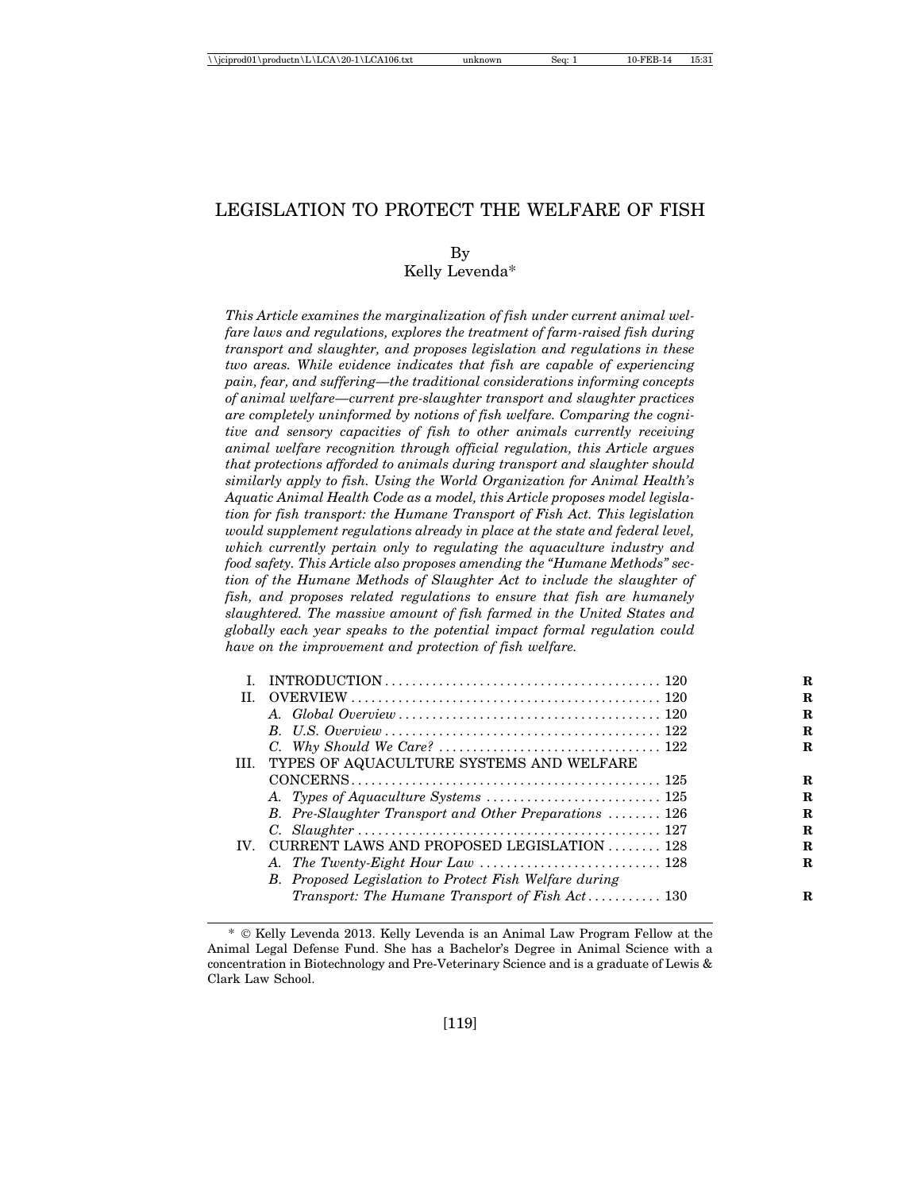# LEGISLATION TO PROTECT THE WELFARE OF FISH

By
Kelly Levenda*

*This Article examines the marginalization of fish under current animal welfare laws and regulations, explores the treatment of farm-raised fish during transport and slaughter, and proposes legislation and regulations in these two areas. While evidence indicates that fish are capable of experiencing pain, fear, and suffering—the traditional considerations informing concepts of animal welfare—current pre-slaughter transport and slaughter practices are completely uninformed by notions of fish welfare. Comparing the cognitive and sensory capacities of fish to other animals currently receiving animal welfare recognition through official regulation, this Article argues that protections afforded to animals during transport and slaughter should similarly apply to fish. Using the World Organization for Animal Health's Aquatic Animal Health Code as a model, this Article proposes model legislation for fish transport: the Humane Transport of Fish Act. This legislation would supplement regulations already in place at the state and federal level, which currently pertain only to regulating the aquaculture industry and food safety. This Article also proposes amending the "Humane Methods" section of the Humane Methods of Slaughter Act to include the slaughter of fish, and proposes related regulations to ensure that fish are humanely slaughtered. The massive amount of fish farmed in the United States and globally each year speaks to the potential impact formal regulation could have on the improvement and protection of fish welfare.*

I. INTRODUCTION ........................................ 120
II. OVERVIEW ............................................. 120
  A. *Global Overview* ....................................... 120
  B. *U.S. Overview* ......................................... 122
  C. *Why Should We Care?* ................................. 122
III. TYPES OF AQUACULTURE SYSTEMS AND WELFARE CONCERNS ............................................. 125
  A. *Types of Aquaculture Systems* .......................... 125
  B. *Pre-Slaughter Transport and Other Preparations* ........ 126
  C. *Slaughter* ............................................. 127
IV. CURRENT LAWS AND PROPOSED LEGISLATION ........ 128
  A. *The Twenty-Eight Hour Law* ........................... 128
  B. *Proposed Legislation to Protect Fish Welfare during Transport: The Humane Transport of Fish Act* ........... 130

---

* © Kelly Levenda 2013. Kelly Levenda is an Animal Law Program Fellow at the Animal Legal Defense Fund. She has a Bachelor's Degree in Animal Science with a concentration in Biotechnology and Pre-Veterinary Science and is a graduate of Lewis & Clark Law School.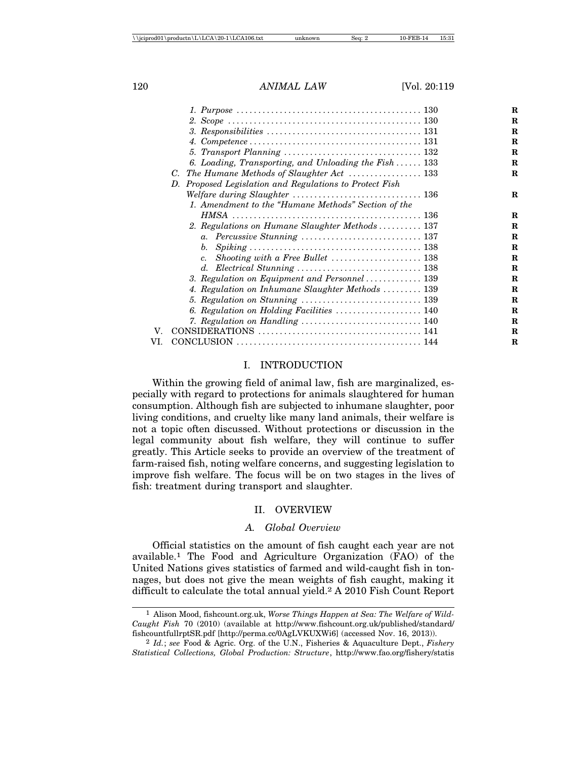1. *Purpose* .......................................... 130
2. *Scope* .......................................... 130
3. *Responsibilities* .......................................... 131
4. *Competence* .......................................... 131
5. *Transport Planning* .......................................... 132
6. *Loading, Transporting, and Unloading the Fish* .......................................... 133

C. *The Humane Methods of Slaughter Act* .......................................... 133

D. *Proposed Legislation and Regulations to Protect Fish Welfare during Slaughter* .......................................... 136

1. *Amendment to the "Humane Methods" Section of the HMSA* .......................................... 136
2. *Regulations on Humane Slaughter Methods* .......................................... 137
   a. *Percussive Stunning* .......................................... 137
   b. *Spiking* .......................................... 138
   c. *Shooting with a Free Bullet* .......................................... 138
   d. *Electrical Stunning* .......................................... 138
3. *Regulation on Equipment and Personnel* .......................................... 139
4. *Regulation on Inhumane Slaughter Methods* .......................................... 139
5. *Regulation on Stunning* .......................................... 139
6. *Regulation on Holding Facilities* .......................................... 140
7. *Regulation on Handling* .......................................... 140

V. CONSIDERATIONS .......................................... 141

VI. CONCLUSION .......................................... 144

## I. INTRODUCTION

Within the growing field of animal law, fish are marginalized, especially with regard to protections for animals slaughtered for human consumption. Although fish are subjected to inhumane slaughter, poor living conditions, and cruelty like many land animals, their welfare is not a topic often discussed. Without protections or discussion in the legal community about fish welfare, they will continue to suffer greatly. This Article seeks to provide an overview of the treatment of farm-raised fish, noting welfare concerns, and suggesting legislation to improve fish welfare. The focus will be on two stages in the lives of fish: treatment during transport and slaughter.

## II. OVERVIEW

### *A. Global Overview*

Official statistics on the amount of fish caught each year are not available.[1] The Food and Agriculture Organization (FAO) of the United Nations gives statistics of farmed and wild-caught fish in tonnages, but does not give the mean weights of fish caught, making it difficult to calculate the total annual yield.[2] A 2010 Fish Count Report

---

[1] Alison Mood, fishcount.org.uk, *Worse Things Happen at Sea: The Welfare of Wild-Caught Fish* 70 (2010) (available at http://www.fishcount.org.uk/published/standard/fishcountfullrptSR.pdf [http://perma.cc/0AgLVKUXWi6] (accessed Nov. 16, 2013)).

[2] *Id.*; *see* Food & Agric. Org. of the U.N., Fisheries & Aquaculture Dept., *Fishery Statistical Collections, Global Production: Structure*, http://www.fao.org/fishery/statis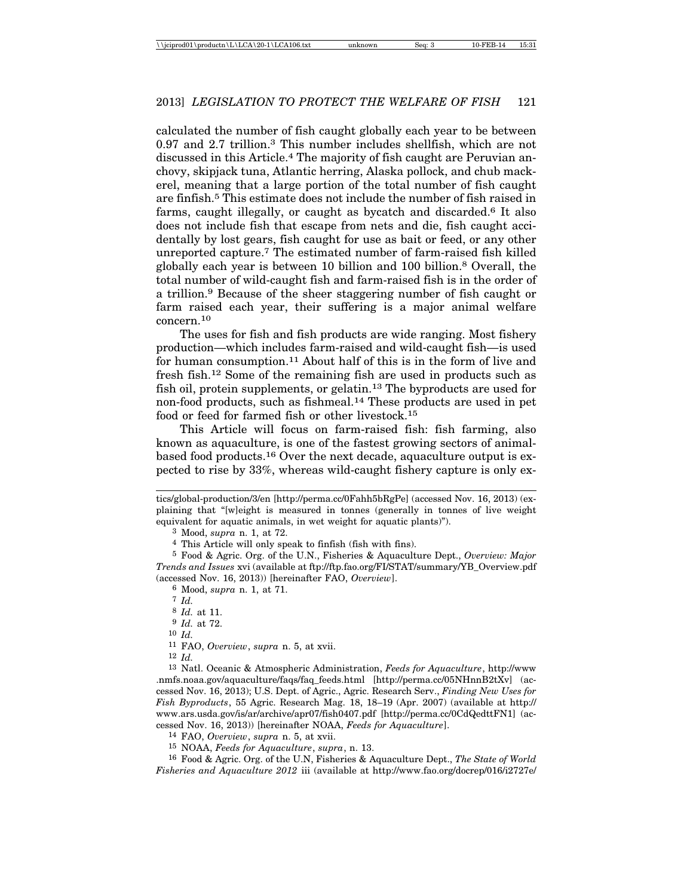calculated the number of fish caught globally each year to be between 0.97 and 2.7 trillion.[3] This number includes shellfish, which are not discussed in this Article.[4] The majority of fish caught are Peruvian anchovy, skipjack tuna, Atlantic herring, Alaska pollock, and chub mackerel, meaning that a large portion of the total number of fish caught are finfish.[5] This estimate does not include the number of fish raised in farms, caught illegally, or caught as bycatch and discarded.[6] It also does not include fish that escape from nets and die, fish caught accidentally by lost gears, fish caught for use as bait or feed, or any other unreported capture.[7] The estimated number of farm-raised fish killed globally each year is between 10 billion and 100 billion.[8] Overall, the total number of wild-caught fish and farm-raised fish is in the order of a trillion.[9] Because of the sheer staggering number of fish caught or farm raised each year, their suffering is a major animal welfare concern.[10]

The uses for fish and fish products are wide ranging. Most fishery production—which includes farm-raised and wild-caught fish—is used for human consumption.[11] About half of this is in the form of live and fresh fish.[12] Some of the remaining fish are used in products such as fish oil, protein supplements, or gelatin.[13] The byproducts are used for non-food products, such as fishmeal.[14] These products are used in pet food or feed for farmed fish or other livestock.[15]

This Article will focus on farm-raised fish: fish farming, also known as aquaculture, is one of the fastest growing sectors of animal-based food products.[16] Over the next decade, aquaculture output is expected to rise by 33%, whereas wild-caught fishery capture is only ex-

---

tics/global-production/3/en [http://perma.cc/0Fahh5bRgPe] (accessed Nov. 16, 2013) (explaining that "[w]eight is measured in tonnes (generally in tonnes of live weight equivalent for aquatic animals, in wet weight for aquatic plants)").

[3] Mood, *supra* n. 1, at 72.

[4] This Article will only speak to finfish (fish with fins).

[5] Food & Agric. Org. of the U.N., Fisheries & Aquaculture Dept., *Overview: Major Trends and Issues* xvi (available at ftp://ftp.fao.org/FI/STAT/summary/YB_Overview.pdf (accessed Nov. 16, 2013)) [hereinafter FAO, *Overview*].

[6] Mood, *supra* n. 1, at 71.

[7] *Id.*

[8] *Id.* at 11.

[9] *Id.* at 72.

[10] *Id.*

[11] FAO, *Overview*, *supra* n. 5, at xvii.

[12] *Id.*

[13] Natl. Oceanic & Atmospheric Administration, *Feeds for Aquaculture*, http://www.nmfs.noaa.gov/aquaculture/faqs/faq_feeds.html [http://perma.cc/05NHnnB2tXv] (accessed Nov. 16, 2013); U.S. Dept. of Agric., Agric. Research Serv., *Finding New Uses for Fish Byproducts*, 55 Agric. Research Mag. 18, 18–19 (Apr. 2007) (available at http://www.ars.usda.gov/is/ar/archive/apr07/fish0407.pdf [http://perma.cc/0CdQedttFN1] (accessed Nov. 16, 2013)) [hereinafter NOAA, *Feeds for Aquaculture*].

[14] FAO, *Overview*, *supra* n. 5, at xvii.

[15] NOAA, *Feeds for Aquaculture*, *supra*, n. 13.

[16] Food & Agric. Org. of the U.N, Fisheries & Aquaculture Dept., *The State of World Fisheries and Aquaculture 2012* iii (available at http://www.fao.org/docrep/016/i2727e/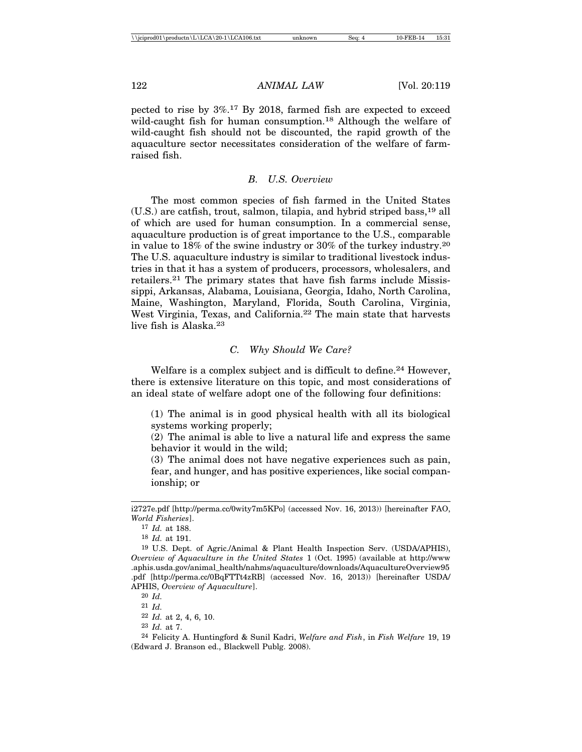pected to rise by 3%.[17] By 2018, farmed fish are expected to exceed wild-caught fish for human consumption.[18] Although the welfare of wild-caught fish should not be discounted, the rapid growth of the aquaculture sector necessitates consideration of the welfare of farm-raised fish.

### *B. U.S. Overview*

The most common species of fish farmed in the United States (U.S.) are catfish, trout, salmon, tilapia, and hybrid striped bass,[19] all of which are used for human consumption. In a commercial sense, aquaculture production is of great importance to the U.S., comparable in value to 18% of the swine industry or 30% of the turkey industry.[20] The U.S. aquaculture industry is similar to traditional livestock industries in that it has a system of producers, processors, wholesalers, and retailers.[21] The primary states that have fish farms include Mississippi, Arkansas, Alabama, Louisiana, Georgia, Idaho, North Carolina, Maine, Washington, Maryland, Florida, South Carolina, Virginia, West Virginia, Texas, and California.[22] The main state that harvests live fish is Alaska.[23]

### *C. Why Should We Care?*

Welfare is a complex subject and is difficult to define.[24] However, there is extensive literature on this topic, and most considerations of an ideal state of welfare adopt one of the following four definitions:

> (1) The animal is in good physical health with all its biological systems working properly;
> (2) The animal is able to live a natural life and express the same behavior it would in the wild;
> (3) The animal does not have negative experiences such as pain, fear, and hunger, and has positive experiences, like social companionship; or

---

i2727e.pdf [http://perma.cc/0wity7m5KPo] (accessed Nov. 16, 2013)) [hereinafter FAO, *World Fisheries*].

[17] *Id.* at 188.

[18] *Id.* at 191.

[19] U.S. Dept. of Agric./Animal & Plant Health Inspection Serv. (USDA/APHIS), *Overview of Aquaculture in the United States* 1 (Oct. 1995) (available at http://www.aphis.usda.gov/animal_health/nahms/aquaculture/downloads/AquacultureOverview95.pdf [http://perma.cc/0BqFTTt4zRB] (accessed Nov. 16, 2013)) [hereinafter USDA/APHIS, *Overview of Aquaculture*].

[20] *Id.*

[21] *Id.*

[22] *Id.* at 2, 4, 6, 10.

[23] *Id.* at 7.

[24] Felicity A. Huntingford & Sunil Kadri, *Welfare and Fish*, in *Fish Welfare* 19, 19 (Edward J. Branson ed., Blackwell Publg. 2008).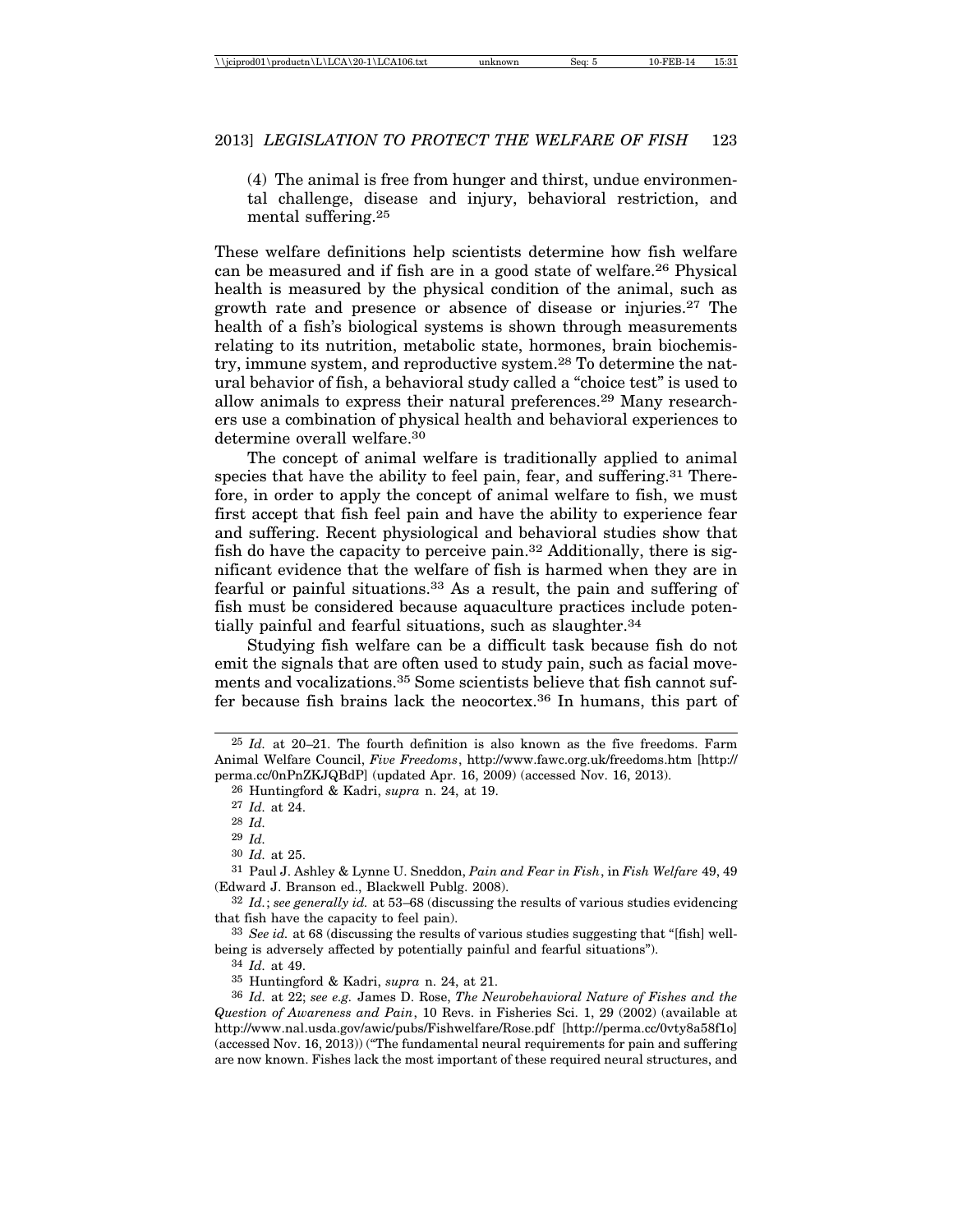(4) The animal is free from hunger and thirst, undue environmental challenge, disease and injury, behavioral restriction, and mental suffering.[25]

These welfare definitions help scientists determine how fish welfare can be measured and if fish are in a good state of welfare.[26] Physical health is measured by the physical condition of the animal, such as growth rate and presence or absence of disease or injuries.[27] The health of a fish's biological systems is shown through measurements relating to its nutrition, metabolic state, hormones, brain biochemistry, immune system, and reproductive system.[28] To determine the natural behavior of fish, a behavioral study called a "choice test" is used to allow animals to express their natural preferences.[29] Many researchers use a combination of physical health and behavioral experiences to determine overall welfare.[30]

The concept of animal welfare is traditionally applied to animal species that have the ability to feel pain, fear, and suffering.[31] Therefore, in order to apply the concept of animal welfare to fish, we must first accept that fish feel pain and have the ability to experience fear and suffering. Recent physiological and behavioral studies show that fish do have the capacity to perceive pain.[32] Additionally, there is significant evidence that the welfare of fish is harmed when they are in fearful or painful situations.[33] As a result, the pain and suffering of fish must be considered because aquaculture practices include potentially painful and fearful situations, such as slaughter.[34]

Studying fish welfare can be a difficult task because fish do not emit the signals that are often used to study pain, such as facial movements and vocalizations.[35] Some scientists believe that fish cannot suffer because fish brains lack the neocortex.[36] In humans, this part of

---

[25] *Id.* at 20–21. The fourth definition is also known as the five freedoms. Farm Animal Welfare Council, *Five Freedoms*, http://www.fawc.org.uk/freedoms.htm [http://perma.cc/0nPnZKJQBdP] (updated Apr. 16, 2009) (accessed Nov. 16, 2013).

[26] Huntingford & Kadri, *supra* n. 24, at 19.

[27] *Id.* at 24.

[28] *Id.*

[29] *Id.*

[30] *Id.* at 25.

[31] Paul J. Ashley & Lynne U. Sneddon, *Pain and Fear in Fish*, in *Fish Welfare* 49, 49 (Edward J. Branson ed., Blackwell Publg. 2008).

[32] *Id.*; *see generally id.* at 53–68 (discussing the results of various studies evidencing that fish have the capacity to feel pain).

[33] *See id.* at 68 (discussing the results of various studies suggesting that "[fish] well-being is adversely affected by potentially painful and fearful situations").

[34] *Id.* at 49.

[35] Huntingford & Kadri, *supra* n. 24, at 21.

[36] *Id.* at 22; *see e.g.* James D. Rose, *The Neurobehavioral Nature of Fishes and the Question of Awareness and Pain*, 10 Revs. in Fisheries Sci. 1, 29 (2002) (available at http://www.nal.usda.gov/awic/pubs/Fishwelfare/Rose.pdf [http://perma.cc/0vty8a58f1o] (accessed Nov. 16, 2013)) ("The fundamental neural requirements for pain and suffering are now known. Fishes lack the most important of these required neural structures, and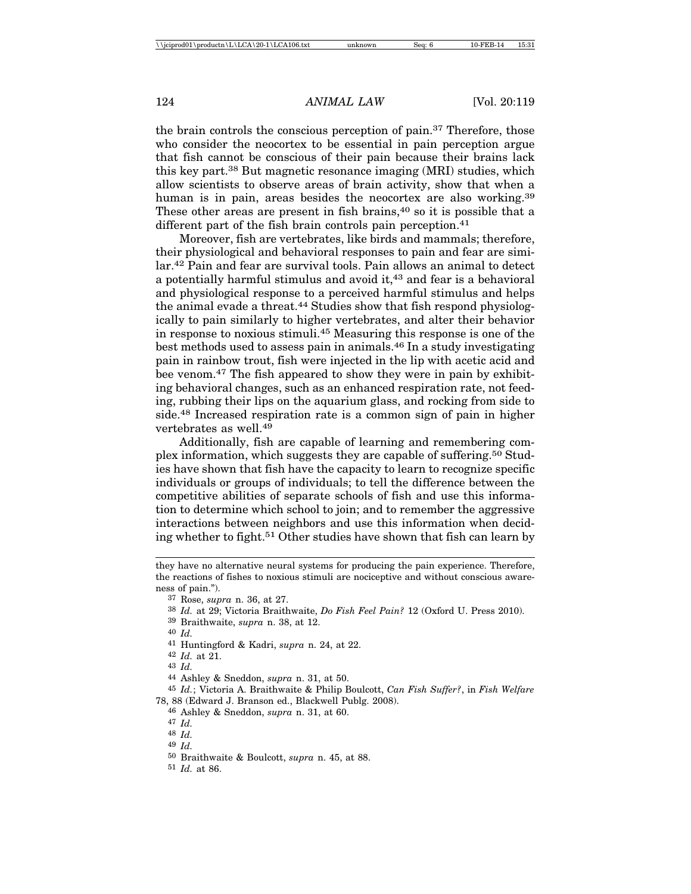the brain controls the conscious perception of pain.[37] Therefore, those who consider the neocortex to be essential in pain perception argue that fish cannot be conscious of their pain because their brains lack this key part.[38] But magnetic resonance imaging (MRI) studies, which allow scientists to observe areas of brain activity, show that when a human is in pain, areas besides the neocortex are also working.[39] These other areas are present in fish brains,[40] so it is possible that a different part of the fish brain controls pain perception.[41]

Moreover, fish are vertebrates, like birds and mammals; therefore, their physiological and behavioral responses to pain and fear are similar.[42] Pain and fear are survival tools. Pain allows an animal to detect a potentially harmful stimulus and avoid it,[43] and fear is a behavioral and physiological response to a perceived harmful stimulus and helps the animal evade a threat.[44] Studies show that fish respond physiologically to pain similarly to higher vertebrates, and alter their behavior in response to noxious stimuli.[45] Measuring this response is one of the best methods used to assess pain in animals.[46] In a study investigating pain in rainbow trout, fish were injected in the lip with acetic acid and bee venom.[47] The fish appeared to show they were in pain by exhibiting behavioral changes, such as an enhanced respiration rate, not feeding, rubbing their lips on the aquarium glass, and rocking from side to side.[48] Increased respiration rate is a common sign of pain in higher vertebrates as well.[49]

Additionally, fish are capable of learning and remembering complex information, which suggests they are capable of suffering.[50] Studies have shown that fish have the capacity to learn to recognize specific individuals or groups of individuals; to tell the difference between the competitive abilities of separate schools of fish and use this information to determine which school to join; and to remember the aggressive interactions between neighbors and use this information when deciding whether to fight.[51] Other studies have shown that fish can learn by

---

they have no alternative neural systems for producing the pain experience. Therefore, the reactions of fishes to noxious stimuli are nociceptive and without conscious awareness of pain.").

[37] Rose, *supra* n. 36, at 27.

[38] *Id.* at 29; Victoria Braithwaite, *Do Fish Feel Pain?* 12 (Oxford U. Press 2010).

[39] Braithwaite, *supra* n. 38, at 12.

[40] *Id.*

[41] Huntingford & Kadri, *supra* n. 24, at 22.

[42] *Id.* at 21.

[43] *Id.*

[44] Ashley & Sneddon, *supra* n. 31, at 50.

[45] *Id.*; Victoria A. Braithwaite & Philip Boulcott, *Can Fish Suffer?*, in *Fish Welfare* 78, 88 (Edward J. Branson ed., Blackwell Publg. 2008).

[46] Ashley & Sneddon, *supra* n. 31, at 60.

[47] *Id.*

[48] *Id.*

[49] *Id.*

[50] Braithwaite & Boulcott, *supra* n. 45, at 88.

[51] *Id.* at 86.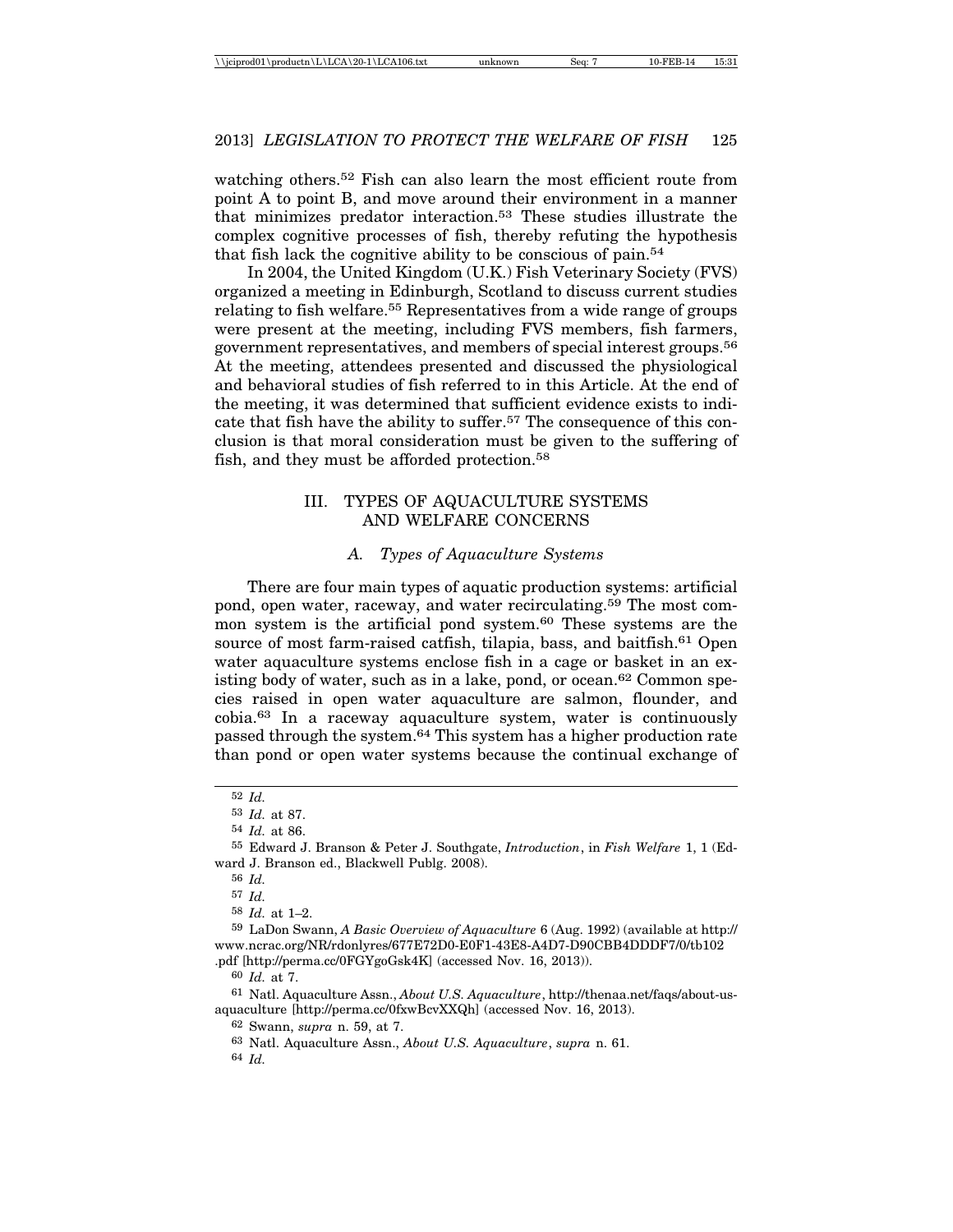watching others.[52] Fish can also learn the most efficient route from point A to point B, and move around their environment in a manner that minimizes predator interaction.[53] These studies illustrate the complex cognitive processes of fish, thereby refuting the hypothesis that fish lack the cognitive ability to be conscious of pain.[54]

In 2004, the United Kingdom (U.K.) Fish Veterinary Society (FVS) organized a meeting in Edinburgh, Scotland to discuss current studies relating to fish welfare.[55] Representatives from a wide range of groups were present at the meeting, including FVS members, fish farmers, government representatives, and members of special interest groups.[56] At the meeting, attendees presented and discussed the physiological and behavioral studies of fish referred to in this Article. At the end of the meeting, it was determined that sufficient evidence exists to indicate that fish have the ability to suffer.[57] The consequence of this conclusion is that moral consideration must be given to the suffering of fish, and they must be afforded protection.[58]

## III. TYPES OF AQUACULTURE SYSTEMS AND WELFARE CONCERNS

### *A. Types of Aquaculture Systems*

There are four main types of aquatic production systems: artificial pond, open water, raceway, and water recirculating.[59] The most common system is the artificial pond system.[60] These systems are the source of most farm-raised catfish, tilapia, bass, and baitfish.[61] Open water aquaculture systems enclose fish in a cage or basket in an existing body of water, such as in a lake, pond, or ocean.[62] Common species raised in open water aquaculture are salmon, flounder, and cobia.[63] In a raceway aquaculture system, water is continuously passed through the system.[64] This system has a higher production rate than pond or open water systems because the continual exchange of

---

[52] *Id.*

[53] *Id.* at 87.

[54] *Id.* at 86.

[55] Edward J. Branson & Peter J. Southgate, *Introduction*, in *Fish Welfare* 1, 1 (Edward J. Branson ed., Blackwell Publg. 2008).

[56] *Id.*

[57] *Id.*

[58] *Id.* at 1–2.

[59] LaDon Swann, *A Basic Overview of Aquaculture* 6 (Aug. 1992) (available at http://www.ncrac.org/NR/rdonlyres/677E72D0-E0F1-43E8-A4D7-D90CBB4DDDF7/0/tb102.pdf [http://perma.cc/0FGYgoGsk4K] (accessed Nov. 16, 2013)).

[60] *Id.* at 7.

[61] Natl. Aquaculture Assn., *About U.S. Aquaculture*, http://thenaa.net/faqs/about-us-aquaculture [http://perma.cc/0fxwBcvXXQh] (accessed Nov. 16, 2013).

[62] Swann, *supra* n. 59, at 7.

[63] Natl. Aquaculture Assn., *About U.S. Aquaculture*, *supra* n. 61.

[64] *Id.*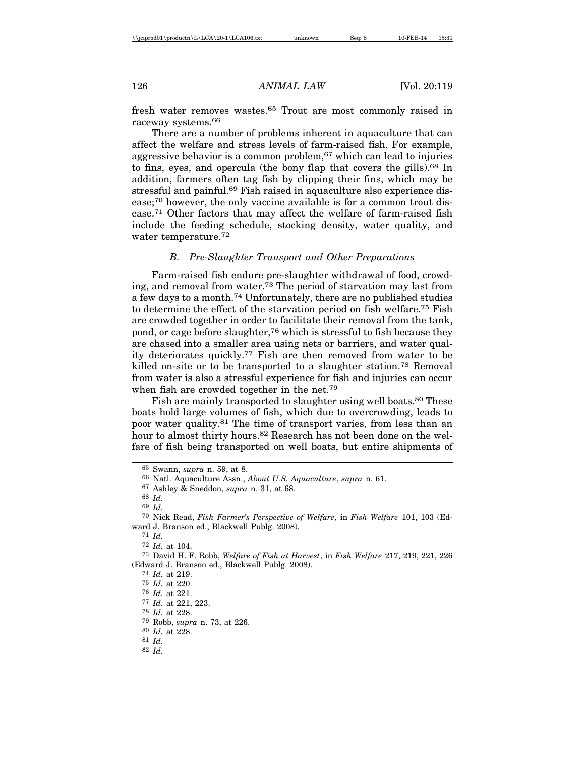fresh water removes wastes.[65] Trout are most commonly raised in raceway systems.[66]

There are a number of problems inherent in aquaculture that can affect the welfare and stress levels of farm-raised fish. For example, aggressive behavior is a common problem,[67] which can lead to injuries to fins, eyes, and opercula (the bony flap that covers the gills).[68] In addition, farmers often tag fish by clipping their fins, which may be stressful and painful.[69] Fish raised in aquaculture also experience disease;[70] however, the only vaccine available is for a common trout disease.[71] Other factors that may affect the welfare of farm-raised fish include the feeding schedule, stocking density, water quality, and water temperature.[72]

### *B. Pre-Slaughter Transport and Other Preparations*

Farm-raised fish endure pre-slaughter withdrawal of food, crowding, and removal from water.[73] The period of starvation may last from a few days to a month.[74] Unfortunately, there are no published studies to determine the effect of the starvation period on fish welfare.[75] Fish are crowded together in order to facilitate their removal from the tank, pond, or cage before slaughter,[76] which is stressful to fish because they are chased into a smaller area using nets or barriers, and water quality deteriorates quickly.[77] Fish are then removed from water to be killed on-site or to be transported to a slaughter station.[78] Removal from water is also a stressful experience for fish and injuries can occur when fish are crowded together in the net.[79]

Fish are mainly transported to slaughter using well boats.[80] These boats hold large volumes of fish, which due to overcrowding, leads to poor water quality.[81] The time of transport varies, from less than an hour to almost thirty hours.[82] Research has not been done on the welfare of fish being transported on well boats, but entire shipments of

---

[65] Swann, *supra* n. 59, at 8.

[66] Natl. Aquaculture Assn., *About U.S. Aquaculture*, *supra* n. 61.

[67] Ashley & Sneddon, *supra* n. 31, at 68.

[68] *Id.*

[69] *Id.*

[70] Nick Read, *Fish Farmer's Perspective of Welfare*, in *Fish Welfare* 101, 103 (Edward J. Branson ed., Blackwell Publg. 2008).

[71] *Id.*

[72] *Id.* at 104.

[73] David H. F. Robb, *Welfare of Fish at Harvest*, in *Fish Welfare* 217, 219, 221, 226 (Edward J. Branson ed., Blackwell Publg. 2008).

[74] *Id.* at 219.

[75] *Id.* at 220.

[76] *Id.* at 221.

[77] *Id.* at 221, 223.

[78] *Id.* at 228.

[79] Robb, *supra* n. 73, at 226.

[80] *Id.* at 228.

[81] *Id.*

[82] *Id.*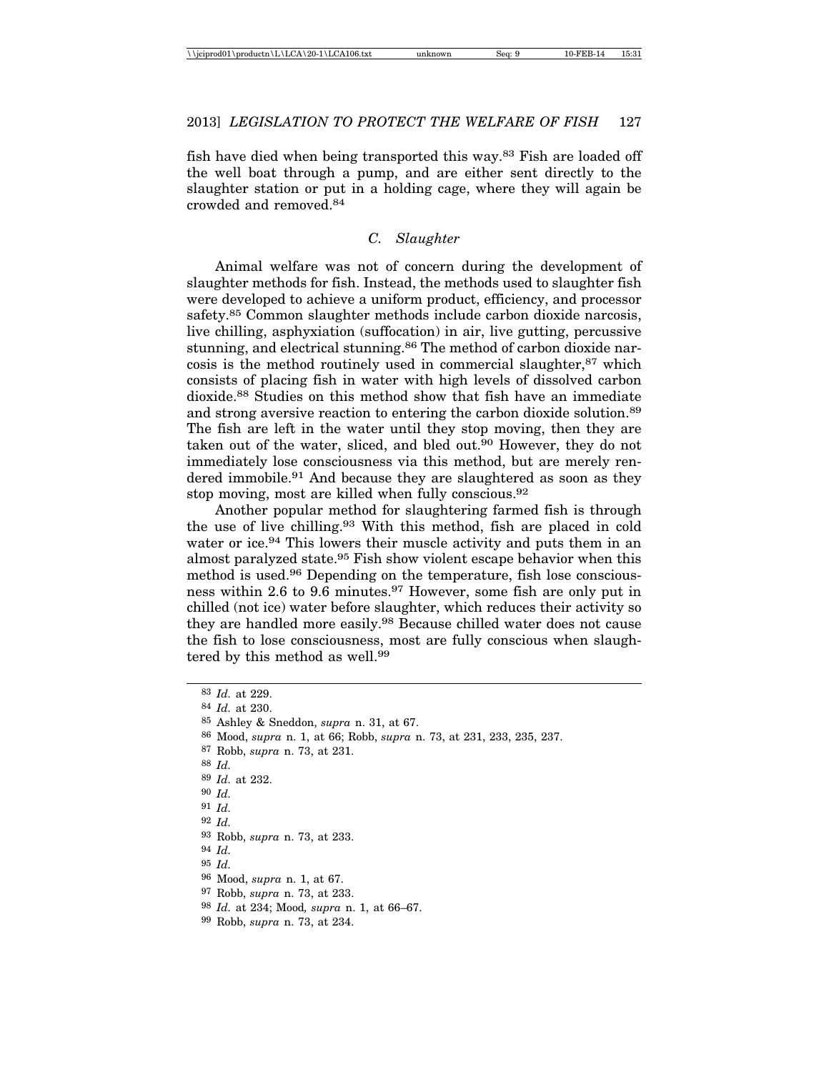fish have died when being transported this way.[83] Fish are loaded off the well boat through a pump, and are either sent directly to the slaughter station or put in a holding cage, where they will again be crowded and removed.[84]

### *C. Slaughter*

Animal welfare was not of concern during the development of slaughter methods for fish. Instead, the methods used to slaughter fish were developed to achieve a uniform product, efficiency, and processor safety.[85] Common slaughter methods include carbon dioxide narcosis, live chilling, asphyxiation (suffocation) in air, live gutting, percussive stunning, and electrical stunning.[86] The method of carbon dioxide narcosis is the method routinely used in commercial slaughter,[87] which consists of placing fish in water with high levels of dissolved carbon dioxide.[88] Studies on this method show that fish have an immediate and strong aversive reaction to entering the carbon dioxide solution.[89] The fish are left in the water until they stop moving, then they are taken out of the water, sliced, and bled out.[90] However, they do not immediately lose consciousness via this method, but are merely rendered immobile.[91] And because they are slaughtered as soon as they stop moving, most are killed when fully conscious.[92]

Another popular method for slaughtering farmed fish is through the use of live chilling.[93] With this method, fish are placed in cold water or ice.[94] This lowers their muscle activity and puts them in an almost paralyzed state.[95] Fish show violent escape behavior when this method is used.[96] Depending on the temperature, fish lose consciousness within 2.6 to 9.6 minutes.[97] However, some fish are only put in chilled (not ice) water before slaughter, which reduces their activity so they are handled more easily.[98] Because chilled water does not cause the fish to lose consciousness, most are fully conscious when slaughtered by this method as well.[99]

---

[83] *Id.* at 229.
[84] *Id.* at 230.
[85] Ashley & Sneddon, *supra* n. 31, at 67.
[86] Mood, *supra* n. 1, at 66; Robb, *supra* n. 73, at 231, 233, 235, 237.
[87] Robb, *supra* n. 73, at 231.
[88] *Id.*
[89] *Id.* at 232.
[90] *Id.*
[91] *Id.*
[92] *Id.*
[93] Robb, *supra* n. 73, at 233.
[94] *Id.*
[95] *Id.*
[96] Mood, *supra* n. 1, at 67.
[97] Robb, *supra* n. 73, at 233.
[98] *Id.* at 234; Mood, *supra* n. 1, at 66–67.
[99] Robb, *supra* n. 73, at 234.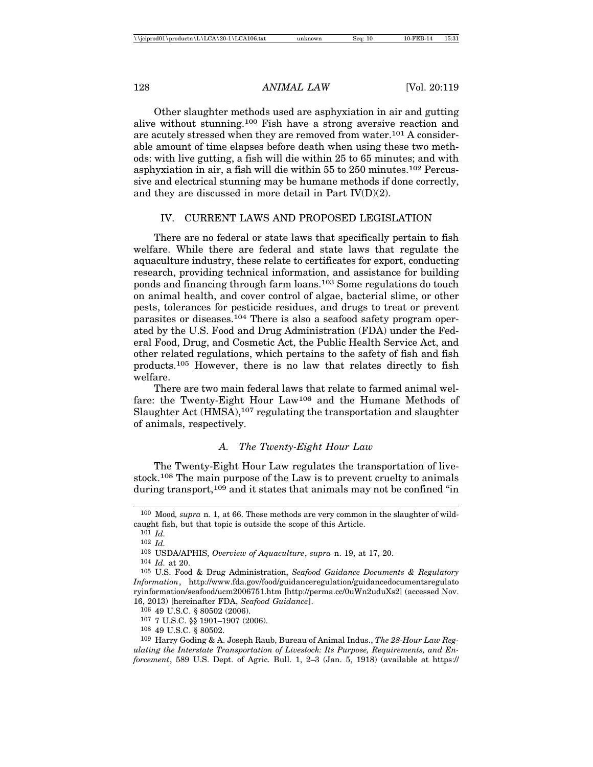Other slaughter methods used are asphyxiation in air and gutting alive without stunning.[100] Fish have a strong aversive reaction and are acutely stressed when they are removed from water.[101] A considerable amount of time elapses before death when using these two methods: with live gutting, a fish will die within 25 to 65 minutes; and with asphyxiation in air, a fish will die within 55 to 250 minutes.[102] Percussive and electrical stunning may be humane methods if done correctly, and they are discussed in more detail in Part IV(D)(2).

## IV. CURRENT LAWS AND PROPOSED LEGISLATION

There are no federal or state laws that specifically pertain to fish welfare. While there are federal and state laws that regulate the aquaculture industry, these relate to certificates for export, conducting research, providing technical information, and assistance for building ponds and financing through farm loans.[103] Some regulations do touch on animal health, and cover control of algae, bacterial slime, or other pests, tolerances for pesticide residues, and drugs to treat or prevent parasites or diseases.[104] There is also a seafood safety program operated by the U.S. Food and Drug Administration (FDA) under the Federal Food, Drug, and Cosmetic Act, the Public Health Service Act, and other related regulations, which pertains to the safety of fish and fish products.[105] However, there is no law that relates directly to fish welfare.

There are two main federal laws that relate to farmed animal welfare: the Twenty-Eight Hour Law[106] and the Humane Methods of Slaughter Act (HMSA),[107] regulating the transportation and slaughter of animals, respectively.

### A. *The Twenty-Eight Hour Law*

The Twenty-Eight Hour Law regulates the transportation of livestock.[108] The main purpose of the Law is to prevent cruelty to animals during transport,[109] and it states that animals may not be confined "in

---

[100] Mood*, supra* n. 1, at 66. These methods are very common in the slaughter of wild-caught fish, but that topic is outside the scope of this Article.

[101] *Id.*

[102] *Id.*

[103] USDA/APHIS, *Overview of Aquaculture*, *supra* n. 19, at 17, 20.

[104] *Id.* at 20.

[105] U.S. Food & Drug Administration, *Seafood Guidance Documents & Regulatory Information*, http://www.fda.gov/food/guidanceregulation/guidancedocumentsregulatoryinformation/seafood/ucm2006751.htm [http://perma.cc/0uWn2uduXs2] (accessed Nov. 16, 2013) [hereinafter FDA, *Seafood Guidance*].

[106] 49 U.S.C. § 80502 (2006).

[107] 7 U.S.C. §§ 1901–1907 (2006).

[108] 49 U.S.C. § 80502.

[109] Harry Goding & A. Joseph Raub, Bureau of Animal Indus., *The 28-Hour Law Regulating the Interstate Transportation of Livestock: Its Purpose, Requirements, and Enforcement*, 589 U.S. Dept. of Agric. Bull. 1, 2–3 (Jan. 5, 1918) (available at https://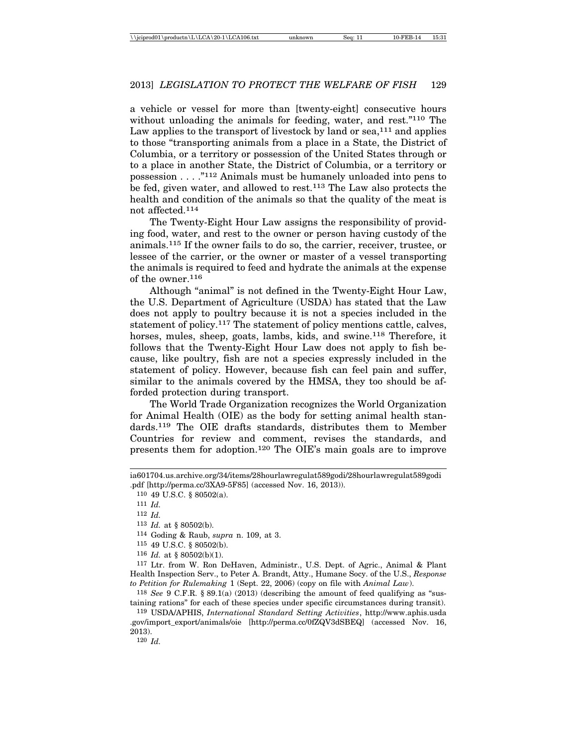a vehicle or vessel for more than [twenty-eight] consecutive hours without unloading the animals for feeding, water, and rest."[110] The Law applies to the transport of livestock by land or sea,[111] and applies to those "transporting animals from a place in a State, the District of Columbia, or a territory or possession of the United States through or to a place in another State, the District of Columbia, or a territory or possession . . . ."[112] Animals must be humanely unloaded into pens to be fed, given water, and allowed to rest.[113] The Law also protects the health and condition of the animals so that the quality of the meat is not affected.[114]

The Twenty-Eight Hour Law assigns the responsibility of providing food, water, and rest to the owner or person having custody of the animals.[115] If the owner fails to do so, the carrier, receiver, trustee, or lessee of the carrier, or the owner or master of a vessel transporting the animals is required to feed and hydrate the animals at the expense of the owner.[116]

Although "animal" is not defined in the Twenty-Eight Hour Law, the U.S. Department of Agriculture (USDA) has stated that the Law does not apply to poultry because it is not a species included in the statement of policy.[117] The statement of policy mentions cattle, calves, horses, mules, sheep, goats, lambs, kids, and swine.[118] Therefore, it follows that the Twenty-Eight Hour Law does not apply to fish because, like poultry, fish are not a species expressly included in the statement of policy. However, because fish can feel pain and suffer, similar to the animals covered by the HMSA, they too should be afforded protection during transport.

The World Trade Organization recognizes the World Organization for Animal Health (OIE) as the body for setting animal health standards.[119] The OIE drafts standards, distributes them to Member Countries for review and comment, revises the standards, and presents them for adoption.[120] The OIE's main goals are to improve

---

ia601704.us.archive.org/34/items/28hourlawregulat589godi/28hourlawregulat589godi.pdf [http://perma.cc/3XA9-5F85] (accessed Nov. 16, 2013)).

[110] 49 U.S.C. § 80502(a).

[111] *Id.*

[112] *Id.*

[113] *Id.* at § 80502(b).

[114] Goding & Raub, *supra* n. 109, at 3.

[115] 49 U.S.C. § 80502(b).

[116] *Id.* at § 80502(b)(1).

[117] Ltr. from W. Ron DeHaven, Administr., U.S. Dept. of Agric., Animal & Plant Health Inspection Serv., to Peter A. Brandt, Atty., Humane Socy. of the U.S., *Response to Petition for Rulemaking* 1 (Sept. 22, 2006) (copy on file with *Animal Law*).

[118] *See* 9 C.F.R. § 89.1(a) (2013) (describing the amount of feed qualifying as "sustaining rations" for each of these species under specific circumstances during transit).

[119] USDA/APHIS, *International Standard Setting Activities*, http://www.aphis.usda.gov/import_export/animals/oie [http://perma.cc/0fZQV3dSBEQ] (accessed Nov. 16, 2013).

[120] *Id.*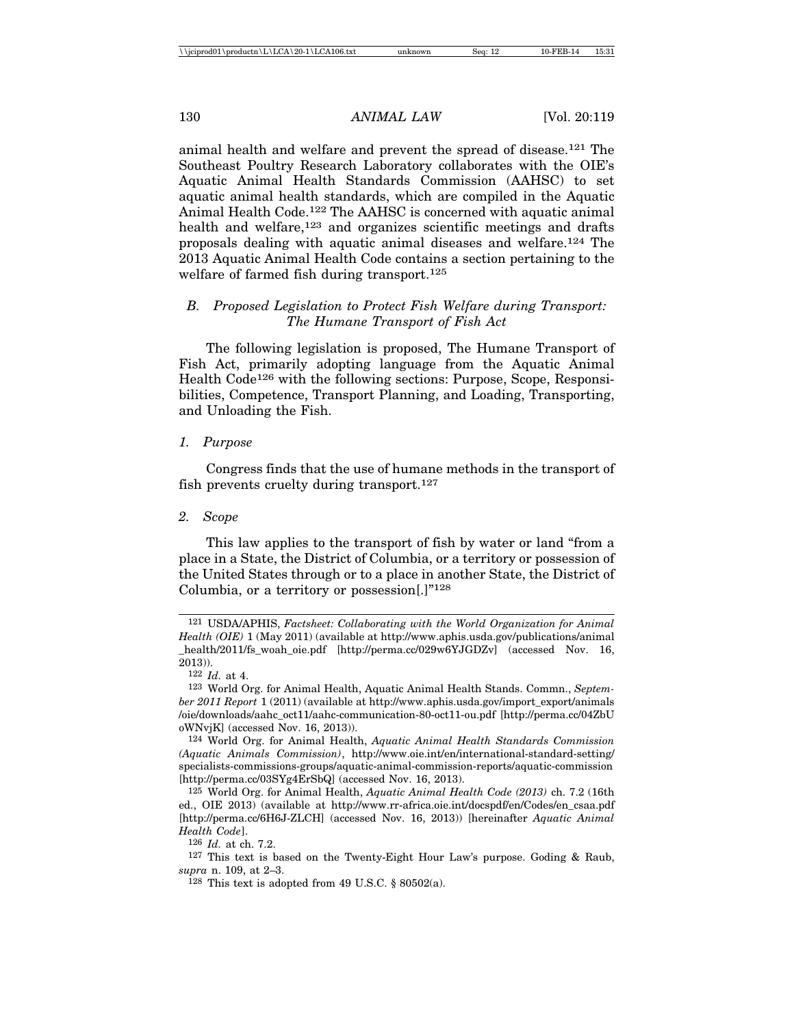animal health and welfare and prevent the spread of disease.[121] The Southeast Poultry Research Laboratory collaborates with the OIE's Aquatic Animal Health Standards Commission (AAHSC) to set aquatic animal health standards, which are compiled in the Aquatic Animal Health Code.[122] The AAHSC is concerned with aquatic animal health and welfare,[123] and organizes scientific meetings and drafts proposals dealing with aquatic animal diseases and welfare.[124] The 2013 Aquatic Animal Health Code contains a section pertaining to the welfare of farmed fish during transport.[125]

### *B. Proposed Legislation to Protect Fish Welfare during Transport: The Humane Transport of Fish Act*

The following legislation is proposed, The Humane Transport of Fish Act, primarily adopting language from the Aquatic Animal Health Code[126] with the following sections: Purpose, Scope, Responsibilities, Competence, Transport Planning, and Loading, Transporting, and Unloading the Fish.

#### *1. Purpose*

Congress finds that the use of humane methods in the transport of fish prevents cruelty during transport.[127]

#### *2. Scope*

This law applies to the transport of fish by water or land "from a place in a State, the District of Columbia, or a territory or possession of the United States through or to a place in another State, the District of Columbia, or a territory or possession[.]"[128]

---

121 USDA/APHIS, *Factsheet: Collaborating with the World Organization for Animal Health (OIE)* 1 (May 2011) (available at http://www.aphis.usda.gov/publications/animal_health/2011/fs_woah_oie.pdf [http://perma.cc/029w6YJGDZv] (accessed Nov. 16, 2013)).

122 *Id.* at 4.

123 World Org. for Animal Health, Aquatic Animal Health Stands. Commn., *September 2011 Report* 1 (2011) (available at http://www.aphis.usda.gov/import_export/animals/oie/downloads/aahc_oct11/aahc-communication-80-oct11-ou.pdf [http://perma.cc/04ZbUoWNvjK] (accessed Nov. 16, 2013)).

124 World Org. for Animal Health, *Aquatic Animal Health Standards Commission (Aquatic Animals Commission)*, http://www.oie.int/en/international-standard-setting/specialists-commissions-groups/aquatic-animal-commission-reports/aquatic-commission [http://perma.cc/03SYg4ErSbQ] (accessed Nov. 16, 2013).

125 World Org. for Animal Health, *Aquatic Animal Health Code (2013)* ch. 7.2 (16th ed., OIE 2013) (available at http://www.rr-africa.oie.int/docspdf/en/Codes/en_csaa.pdf [http://perma.cc/6H6J-ZLCH] (accessed Nov. 16, 2013)) [hereinafter *Aquatic Animal Health Code*].

126 *Id.* at ch. 7.2.

127 This text is based on the Twenty-Eight Hour Law's purpose. Goding & Raub, *supra* n. 109, at 2–3.

128 This text is adopted from 49 U.S.C. § 80502(a).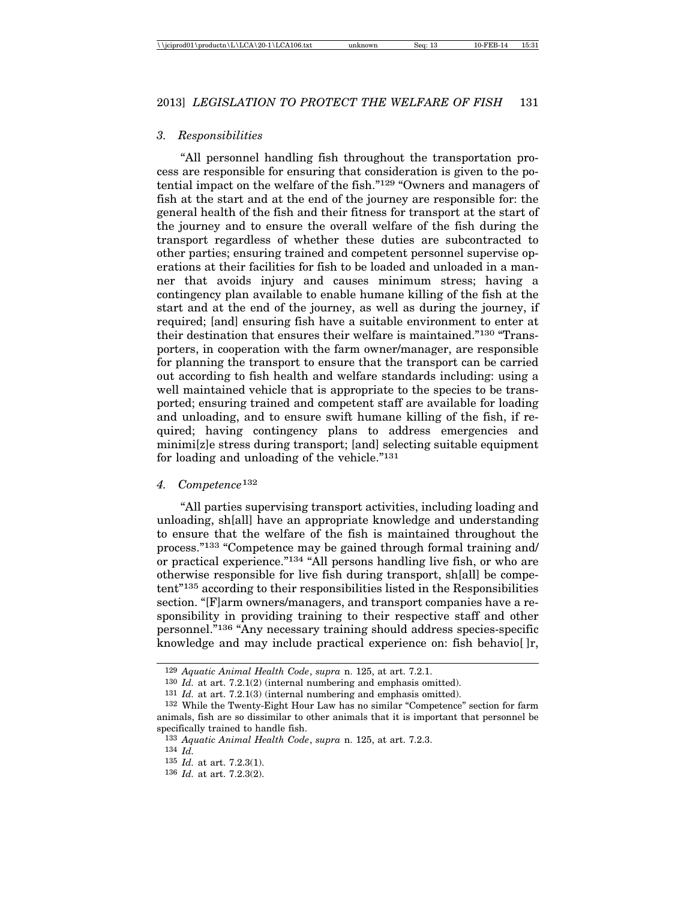### 3. Responsibilities

"All personnel handling fish throughout the transportation process are responsible for ensuring that consideration is given to the potential impact on the welfare of the fish."[129] "Owners and managers of fish at the start and at the end of the journey are responsible for: the general health of the fish and their fitness for transport at the start of the journey and to ensure the overall welfare of the fish during the transport regardless of whether these duties are subcontracted to other parties; ensuring trained and competent personnel supervise operations at their facilities for fish to be loaded and unloaded in a manner that avoids injury and causes minimum stress; having a contingency plan available to enable humane killing of the fish at the start and at the end of the journey, as well as during the journey, if required; [and] ensuring fish have a suitable environment to enter at their destination that ensures their welfare is maintained."[130] "Transporters, in cooperation with the farm owner/manager, are responsible for planning the transport to ensure that the transport can be carried out according to fish health and welfare standards including: using a well maintained vehicle that is appropriate to the species to be transported; ensuring trained and competent staff are available for loading and unloading, and to ensure swift humane killing of the fish, if required; having contingency plans to address emergencies and minimi[z]e stress during transport; [and] selecting suitable equipment for loading and unloading of the vehicle."[131]

### 4. Competence[132]

"All parties supervising transport activities, including loading and unloading, sh[all] have an appropriate knowledge and understanding to ensure that the welfare of the fish is maintained throughout the process."[133] "Competence may be gained through formal training and/or practical experience."[134] "All persons handling live fish, or who are otherwise responsible for live fish during transport, sh[all] be competent"[135] according to their responsibilities listed in the Responsibilities section. "[F]arm owners/managers, and transport companies have a responsibility in providing training to their respective staff and other personnel."[136] "Any necessary training should address species-specific knowledge and may include practical experience on: fish behavio[ ]r,

---

[129] *Aquatic Animal Health Code*, *supra* n. 125, at art. 7.2.1.

[130] *Id.* at art. 7.2.1(2) (internal numbering and emphasis omitted).

[131] *Id.* at art. 7.2.1(3) (internal numbering and emphasis omitted).

[132] While the Twenty-Eight Hour Law has no similar "Competence" section for farm animals, fish are so dissimilar to other animals that it is important that personnel be specifically trained to handle fish.

[133] *Aquatic Animal Health Code*, *supra* n. 125, at art. 7.2.3.

[134] *Id.*

[135] *Id.* at art. 7.2.3(1).

[136] *Id.* at art. 7.2.3(2).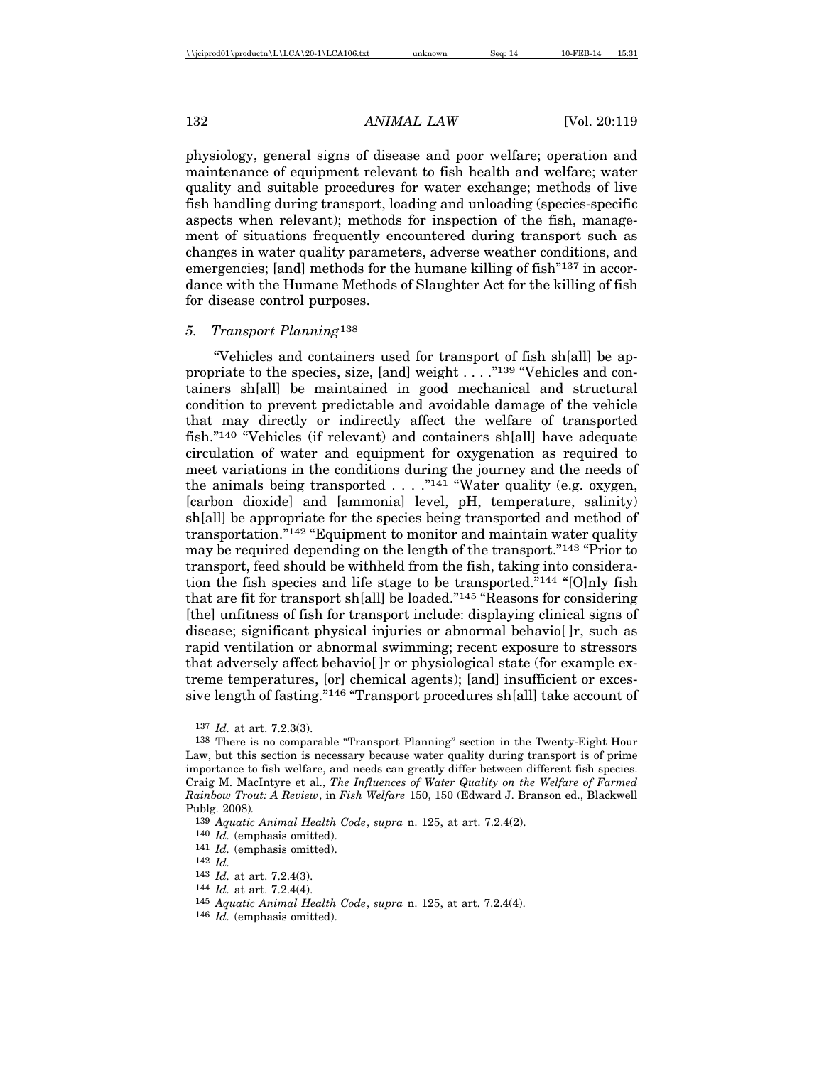physiology, general signs of disease and poor welfare; operation and maintenance of equipment relevant to fish health and welfare; water quality and suitable procedures for water exchange; methods of live fish handling during transport, loading and unloading (species-specific aspects when relevant); methods for inspection of the fish, management of situations frequently encountered during transport such as changes in water quality parameters, adverse weather conditions, and emergencies; [and] methods for the humane killing of fish"[137] in accordance with the Humane Methods of Slaughter Act for the killing of fish for disease control purposes.

### 5. *Transport Planning*[138]

"Vehicles and containers used for transport of fish sh[all] be appropriate to the species, size, [and] weight . . . ."[139] "Vehicles and containers sh[all] be maintained in good mechanical and structural condition to prevent predictable and avoidable damage of the vehicle that may directly or indirectly affect the welfare of transported fish."[140] "Vehicles (if relevant) and containers sh[all] have adequate circulation of water and equipment for oxygenation as required to meet variations in the conditions during the journey and the needs of the animals being transported . . . ."[141] "Water quality (e.g. oxygen, [carbon dioxide] and [ammonia] level, pH, temperature, salinity) sh[all] be appropriate for the species being transported and method of transportation."[142] "Equipment to monitor and maintain water quality may be required depending on the length of the transport."[143] "Prior to transport, feed should be withheld from the fish, taking into consideration the fish species and life stage to be transported."[144] "[O]nly fish that are fit for transport sh[all] be loaded."[145] "Reasons for considering [the] unfitness of fish for transport include: displaying clinical signs of disease; significant physical injuries or abnormal behavio[ ]r, such as rapid ventilation or abnormal swimming; recent exposure to stressors that adversely affect behavio[ ]r or physiological state (for example extreme temperatures, [or] chemical agents); [and] insufficient or excessive length of fasting."[146] "Transport procedures sh[all] take account of

---

137 *Id.* at art. 7.2.3(3).

138 There is no comparable "Transport Planning" section in the Twenty-Eight Hour Law, but this section is necessary because water quality during transport is of prime importance to fish welfare, and needs can greatly differ between different fish species. Craig M. MacIntyre et al., *The Influences of Water Quality on the Welfare of Farmed Rainbow Trout: A Review*, in *Fish Welfare* 150, 150 (Edward J. Branson ed., Blackwell Publg. 2008).

139 *Aquatic Animal Health Code*, *supra* n. 125, at art. 7.2.4(2).

140 *Id.* (emphasis omitted).

141 *Id.* (emphasis omitted).

142 *Id.*

143 *Id.* at art. 7.2.4(3).

144 *Id.* at art. 7.2.4(4).

145 *Aquatic Animal Health Code*, *supra* n. 125, at art. 7.2.4(4).

146 *Id.* (emphasis omitted).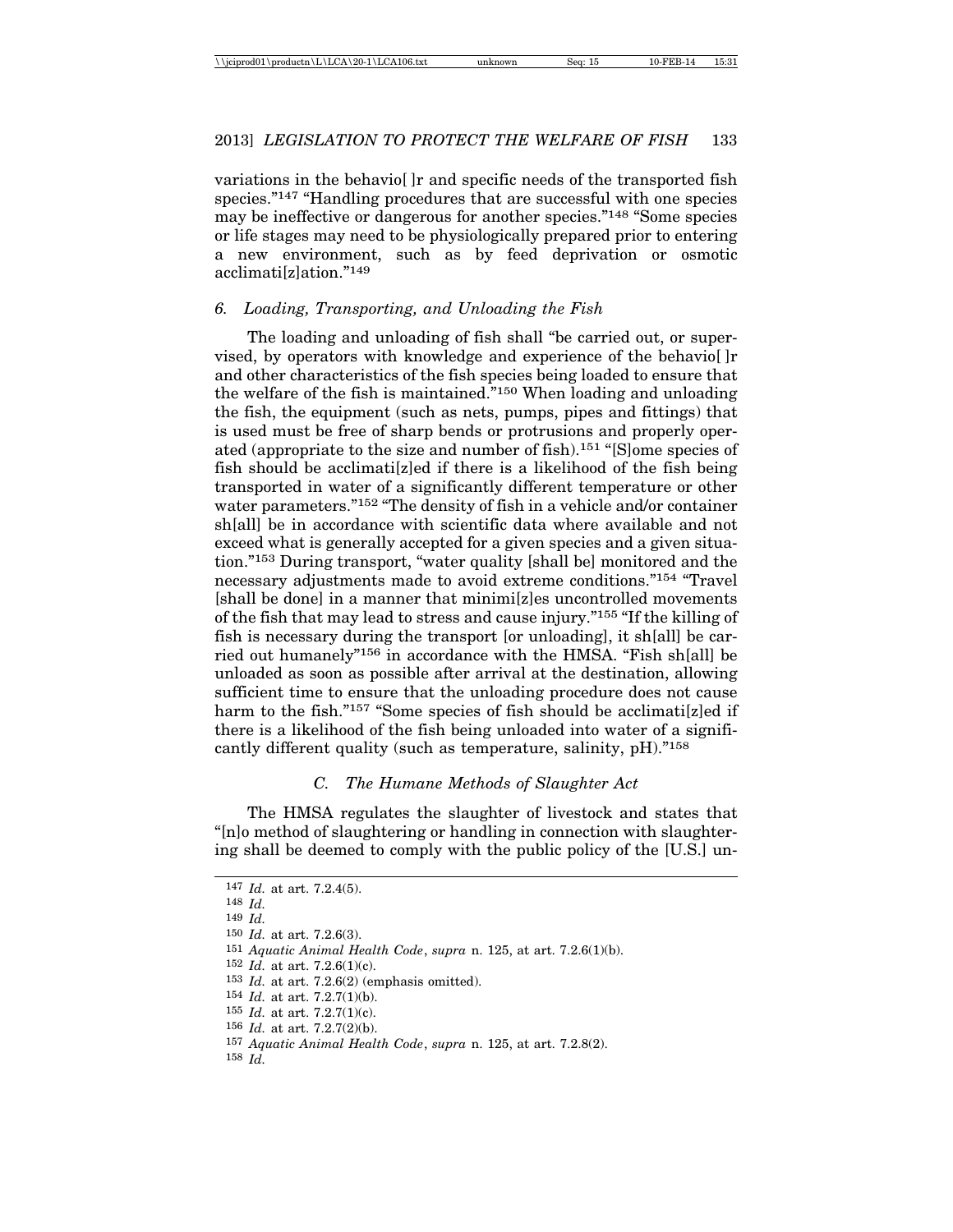variations in the behavio[ ]r and specific needs of the transported fish species."[147] "Handling procedures that are successful with one species may be ineffective or dangerous for another species."[148] "Some species or life stages may need to be physiologically prepared prior to entering a new environment, such as by feed deprivation or osmotic acclimati[z]ation."[149]

### 6. Loading, Transporting, and Unloading the Fish

The loading and unloading of fish shall "be carried out, or supervised, by operators with knowledge and experience of the behavio[ ]r and other characteristics of the fish species being loaded to ensure that the welfare of the fish is maintained."[150] When loading and unloading the fish, the equipment (such as nets, pumps, pipes and fittings) that is used must be free of sharp bends or protrusions and properly operated (appropriate to the size and number of fish).[151] "[S]ome species of fish should be acclimati[z]ed if there is a likelihood of the fish being transported in water of a significantly different temperature or other water parameters."[152] "The density of fish in a vehicle and/or container sh[all] be in accordance with scientific data where available and not exceed what is generally accepted for a given species and a given situation."[153] During transport, "water quality [shall be] monitored and the necessary adjustments made to avoid extreme conditions."[154] "Travel [shall be done] in a manner that minimi[z]es uncontrolled movements of the fish that may lead to stress and cause injury."[155] "If the killing of fish is necessary during the transport [or unloading], it sh[all] be carried out humanely"[156] in accordance with the HMSA. "Fish sh[all] be unloaded as soon as possible after arrival at the destination, allowing sufficient time to ensure that the unloading procedure does not cause harm to the fish."[157] "Some species of fish should be acclimati[z]ed if there is a likelihood of the fish being unloaded into water of a significantly different quality (such as temperature, salinity, pH)."[158]

## C. The Humane Methods of Slaughter Act

The HMSA regulates the slaughter of livestock and states that "[n]o method of slaughtering or handling in connection with slaughtering shall be deemed to comply with the public policy of the [U.S.] un-

---

147 *Id.* at art. 7.2.4(5).
148 *Id.*
149 *Id.*
150 *Id.* at art. 7.2.6(3).
151 *Aquatic Animal Health Code*, *supra* n. 125, at art. 7.2.6(1)(b).
152 *Id.* at art. 7.2.6(1)(c).
153 *Id.* at art. 7.2.6(2) (emphasis omitted).
154 *Id.* at art. 7.2.7(1)(b).
155 *Id.* at art. 7.2.7(1)(c).
156 *Id.* at art. 7.2.7(2)(b).
157 *Aquatic Animal Health Code*, *supra* n. 125, at art. 7.2.8(2).
158 *Id.*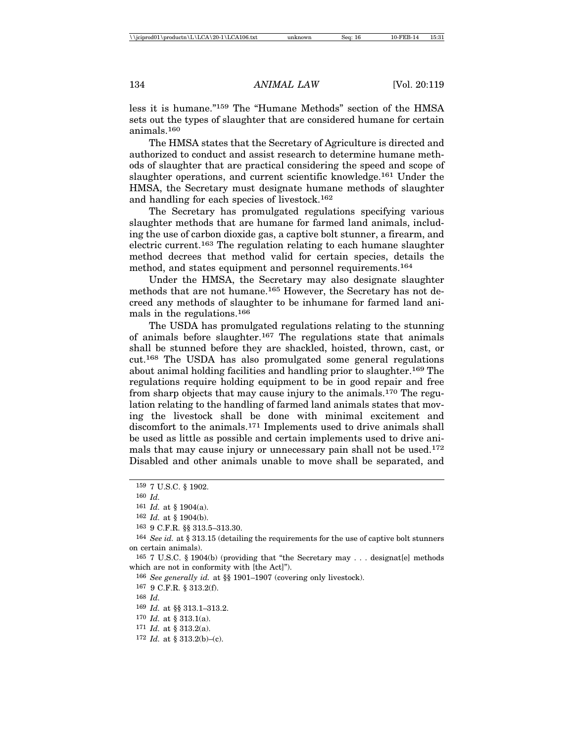less it is humane."[159] The "Humane Methods" section of the HMSA sets out the types of slaughter that are considered humane for certain animals.[160]

The HMSA states that the Secretary of Agriculture is directed and authorized to conduct and assist research to determine humane methods of slaughter that are practical considering the speed and scope of slaughter operations, and current scientific knowledge.[161] Under the HMSA, the Secretary must designate humane methods of slaughter and handling for each species of livestock.[162]

The Secretary has promulgated regulations specifying various slaughter methods that are humane for farmed land animals, including the use of carbon dioxide gas, a captive bolt stunner, a firearm, and electric current.[163] The regulation relating to each humane slaughter method decrees that method valid for certain species, details the method, and states equipment and personnel requirements.[164]

Under the HMSA, the Secretary may also designate slaughter methods that are not humane.[165] However, the Secretary has not decreed any methods of slaughter to be inhumane for farmed land animals in the regulations.[166]

The USDA has promulgated regulations relating to the stunning of animals before slaughter.[167] The regulations state that animals shall be stunned before they are shackled, hoisted, thrown, cast, or cut.[168] The USDA has also promulgated some general regulations about animal holding facilities and handling prior to slaughter.[169] The regulations require holding equipment to be in good repair and free from sharp objects that may cause injury to the animals.[170] The regulation relating to the handling of farmed land animals states that moving the livestock shall be done with minimal excitement and discomfort to the animals.[171] Implements used to drive animals shall be used as little as possible and certain implements used to drive animals that may cause injury or unnecessary pain shall not be used.[172] Disabled and other animals unable to move shall be separated, and

---

[159] 7 U.S.C. § 1902.

[160] *Id.*

[161] *Id.* at § 1904(a).

[162] *Id.* at § 1904(b).

[163] 9 C.F.R. §§ 313.5–313.30.

[164] *See id.* at § 313.15 (detailing the requirements for the use of captive bolt stunners on certain animals).

[165] 7 U.S.C. § 1904(b) (providing that "the Secretary may . . . designat[e] methods which are not in conformity with [the Act]").

[166] *See generally id.* at §§ 1901–1907 (covering only livestock).

[167] 9 C.F.R. § 313.2(f).

[168] *Id.*

[169] *Id.* at §§ 313.1–313.2.

[170] *Id.* at § 313.1(a).

[171] *Id.* at § 313.2(a).

[172] *Id.* at § 313.2(b)–(c).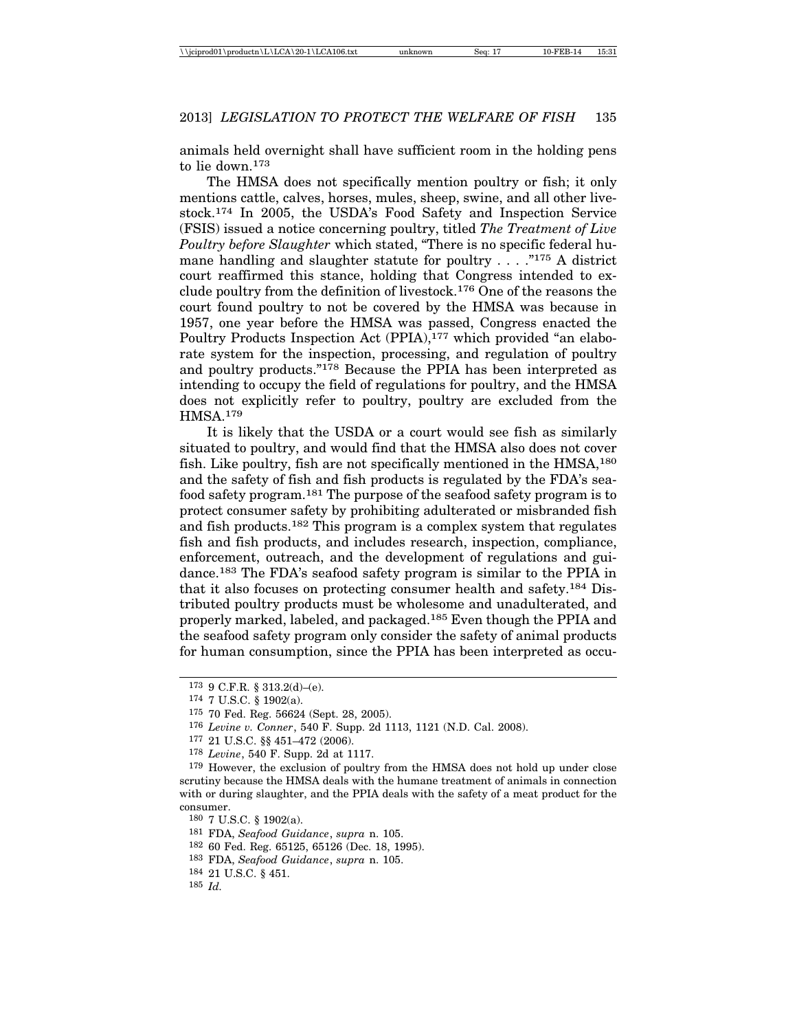animals held overnight shall have sufficient room in the holding pens to lie down.[173]

The HMSA does not specifically mention poultry or fish; it only mentions cattle, calves, horses, mules, sheep, swine, and all other livestock.[174] In 2005, the USDA's Food Safety and Inspection Service (FSIS) issued a notice concerning poultry, titled *The Treatment of Live Poultry before Slaughter* which stated, "There is no specific federal humane handling and slaughter statute for poultry . . . ."[175] A district court reaffirmed this stance, holding that Congress intended to exclude poultry from the definition of livestock.[176] One of the reasons the court found poultry to not be covered by the HMSA was because in 1957, one year before the HMSA was passed, Congress enacted the Poultry Products Inspection Act (PPIA),[177] which provided "an elaborate system for the inspection, processing, and regulation of poultry and poultry products."[178] Because the PPIA has been interpreted as intending to occupy the field of regulations for poultry, and the HMSA does not explicitly refer to poultry, poultry are excluded from the HMSA.[179]

It is likely that the USDA or a court would see fish as similarly situated to poultry, and would find that the HMSA also does not cover fish. Like poultry, fish are not specifically mentioned in the HMSA,[180] and the safety of fish and fish products is regulated by the FDA's seafood safety program.[181] The purpose of the seafood safety program is to protect consumer safety by prohibiting adulterated or misbranded fish and fish products.[182] This program is a complex system that regulates fish and fish products, and includes research, inspection, compliance, enforcement, outreach, and the development of regulations and guidance.[183] The FDA's seafood safety program is similar to the PPIA in that it also focuses on protecting consumer health and safety.[184] Distributed poultry products must be wholesome and unadulterated, and properly marked, labeled, and packaged.[185] Even though the PPIA and the seafood safety program only consider the safety of animal products for human consumption, since the PPIA has been interpreted as occu-

---

173 9 C.F.R. § 313.2(d)–(e).

174 7 U.S.C. § 1902(a).

175 70 Fed. Reg. 56624 (Sept. 28, 2005).

176 *Levine v. Conner*, 540 F. Supp. 2d 1113, 1121 (N.D. Cal. 2008).

177 21 U.S.C. §§ 451–472 (2006).

178 *Levine*, 540 F. Supp. 2d at 1117.

179 However, the exclusion of poultry from the HMSA does not hold up under close scrutiny because the HMSA deals with the humane treatment of animals in connection with or during slaughter, and the PPIA deals with the safety of a meat product for the consumer.

180 7 U.S.C. § 1902(a).

181 FDA, *Seafood Guidance*, *supra* n. 105.

182 60 Fed. Reg. 65125, 65126 (Dec. 18, 1995).

183 FDA, *Seafood Guidance*, *supra* n. 105.

184 21 U.S.C. § 451.

185 *Id.*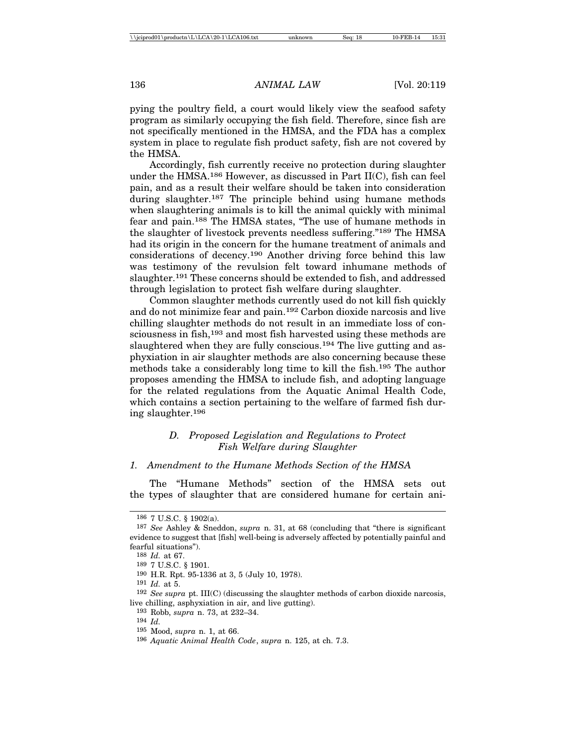pying the poultry field, a court would likely view the seafood safety program as similarly occupying the fish field. Therefore, since fish are not specifically mentioned in the HMSA, and the FDA has a complex system in place to regulate fish product safety, fish are not covered by the HMSA.

Accordingly, fish currently receive no protection during slaughter under the HMSA.[186] However, as discussed in Part II(C), fish can feel pain, and as a result their welfare should be taken into consideration during slaughter.[187] The principle behind using humane methods when slaughtering animals is to kill the animal quickly with minimal fear and pain.[188] The HMSA states, "The use of humane methods in the slaughter of livestock prevents needless suffering."[189] The HMSA had its origin in the concern for the humane treatment of animals and considerations of decency.[190] Another driving force behind this law was testimony of the revulsion felt toward inhumane methods of slaughter.[191] These concerns should be extended to fish, and addressed through legislation to protect fish welfare during slaughter.

Common slaughter methods currently used do not kill fish quickly and do not minimize fear and pain.[192] Carbon dioxide narcosis and live chilling slaughter methods do not result in an immediate loss of consciousness in fish,[193] and most fish harvested using these methods are slaughtered when they are fully conscious.[194] The live gutting and asphyxiation in air slaughter methods are also concerning because these methods take a considerably long time to kill the fish.[195] The author proposes amending the HMSA to include fish, and adopting language for the related regulations from the Aquatic Animal Health Code, which contains a section pertaining to the welfare of farmed fish during slaughter.[196]

### *D. Proposed Legislation and Regulations to Protect Fish Welfare during Slaughter*

#### *1. Amendment to the Humane Methods Section of the HMSA*

The "Humane Methods" section of the HMSA sets out the types of slaughter that are considered humane for certain ani-

---

[186] 7 U.S.C. § 1902(a).

[187] *See* Ashley & Sneddon, *supra* n. 31, at 68 (concluding that "there is significant evidence to suggest that [fish] well-being is adversely affected by potentially painful and fearful situations").

[188] *Id.* at 67.

[189] 7 U.S.C. § 1901.

[190] H.R. Rpt. 95-1336 at 3, 5 (July 10, 1978).

[191] *Id.* at 5.

[192] *See supra* pt. III(C) (discussing the slaughter methods of carbon dioxide narcosis, live chilling, asphyxiation in air, and live gutting).

[193] Robb, *supra* n. 73, at 232–34.

[194] *Id.*

[195] Mood, *supra* n. 1, at 66.

[196] *Aquatic Animal Health Code*, *supra* n. 125, at ch. 7.3.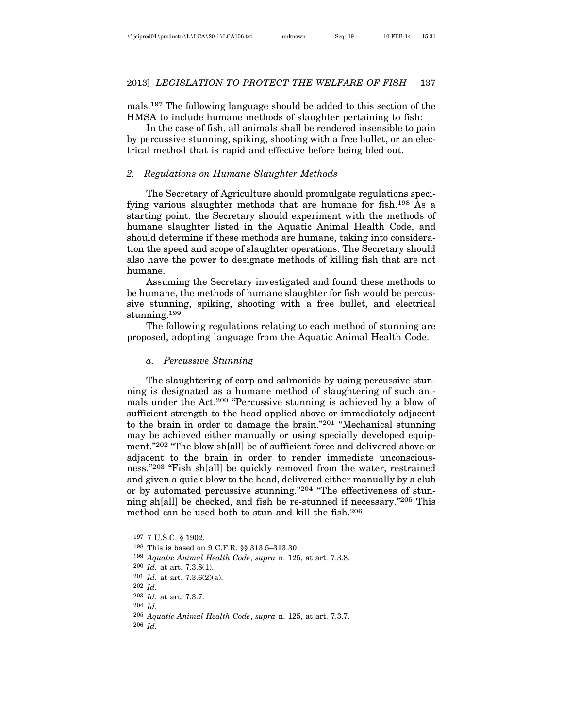mals.[197] The following language should be added to this section of the HMSA to include humane methods of slaughter pertaining to fish:

In the case of fish, all animals shall be rendered insensible to pain by percussive stunning, spiking, shooting with a free bullet, or an electrical method that is rapid and effective before being bled out.

### 2. Regulations on Humane Slaughter Methods

The Secretary of Agriculture should promulgate regulations specifying various slaughter methods that are humane for fish.[198] As a starting point, the Secretary should experiment with the methods of humane slaughter listed in the Aquatic Animal Health Code, and should determine if these methods are humane, taking into consideration the speed and scope of slaughter operations. The Secretary should also have the power to designate methods of killing fish that are not humane.

Assuming the Secretary investigated and found these methods to be humane, the methods of humane slaughter for fish would be percussive stunning, spiking, shooting with a free bullet, and electrical stunning.[199]

The following regulations relating to each method of stunning are proposed, adopting language from the Aquatic Animal Health Code.

#### a. Percussive Stunning

The slaughtering of carp and salmonids by using percussive stunning is designated as a humane method of slaughtering of such animals under the Act.[200] "Percussive stunning is achieved by a blow of sufficient strength to the head applied above or immediately adjacent to the brain in order to damage the brain."[201] "Mechanical stunning may be achieved either manually or using specially developed equipment."[202] "The blow sh[all] be of sufficient force and delivered above or adjacent to the brain in order to render immediate unconsciousness."[203] "Fish sh[all] be quickly removed from the water, restrained and given a quick blow to the head, delivered either manually by a club or by automated percussive stunning."[204] "The effectiveness of stunning sh[all] be checked, and fish be re-stunned if necessary."[205] This method can be used both to stun and kill the fish.[206]

---

197 7 U.S.C. § 1902.

198 This is based on 9 C.F.R. §§ 313.5–313.30.

199 *Aquatic Animal Health Code*, *supra* n. 125, at art. 7.3.8.

200 *Id.* at art. 7.3.8(1).

201 *Id.* at art. 7.3.6(2)(a).

202 *Id.*

203 *Id.* at art. 7.3.7.

204 *Id.*

205 *Aquatic Animal Health Code*, *supra* n. 125, at art. 7.3.7.

206 *Id.*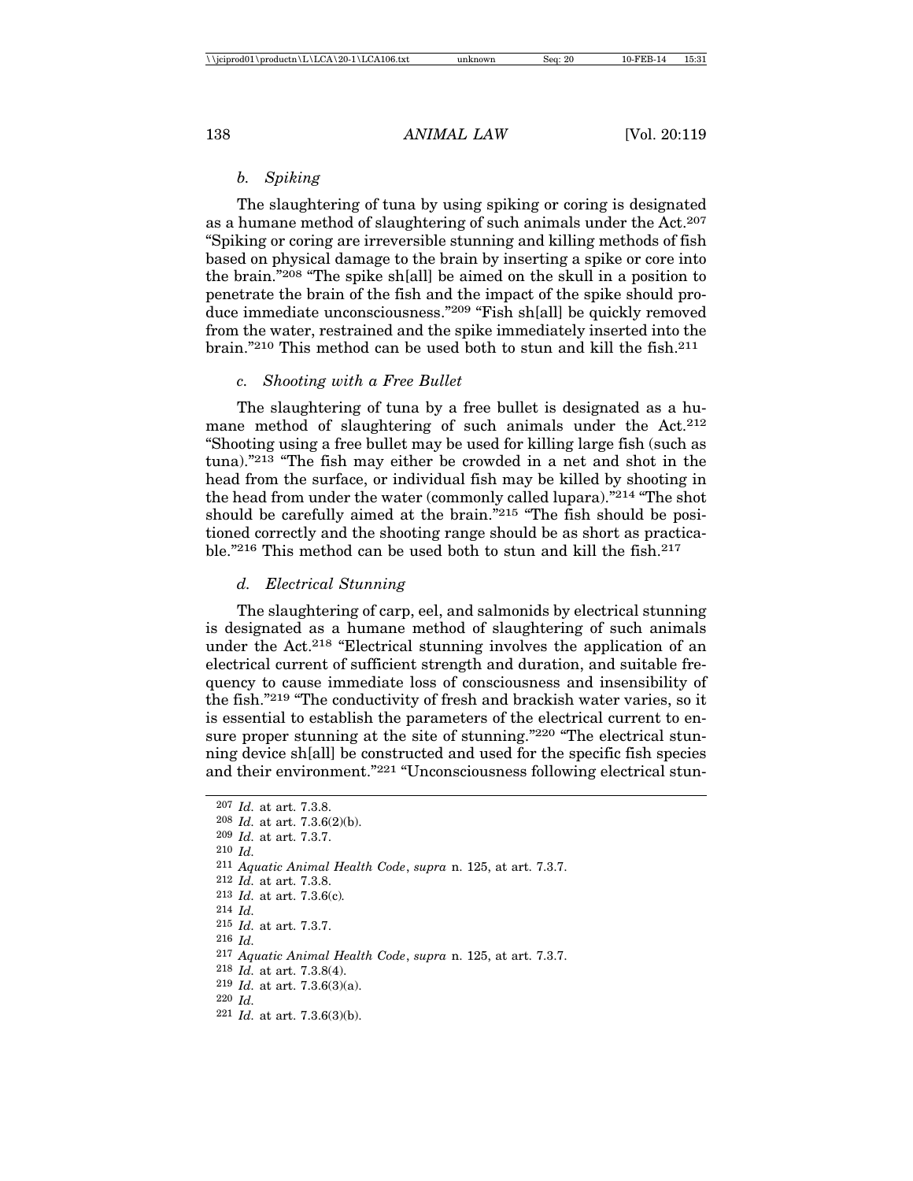### *b. Spiking*

The slaughtering of tuna by using spiking or coring is designated as a humane method of slaughtering of such animals under the Act.[207] "Spiking or coring are irreversible stunning and killing methods of fish based on physical damage to the brain by inserting a spike or core into the brain."[208] "The spike sh[all] be aimed on the skull in a position to penetrate the brain of the fish and the impact of the spike should produce immediate unconsciousness."[209] "Fish sh[all] be quickly removed from the water, restrained and the spike immediately inserted into the brain."[210] This method can be used both to stun and kill the fish.[211]

### *c. Shooting with a Free Bullet*

The slaughtering of tuna by a free bullet is designated as a humane method of slaughtering of such animals under the Act.[212] "Shooting using a free bullet may be used for killing large fish (such as tuna)."[213] "The fish may either be crowded in a net and shot in the head from the surface, or individual fish may be killed by shooting in the head from under the water (commonly called lupara)."[214] "The shot should be carefully aimed at the brain."[215] "The fish should be positioned correctly and the shooting range should be as short as practicable."[216] This method can be used both to stun and kill the fish.[217]

### *d. Electrical Stunning*

The slaughtering of carp, eel, and salmonids by electrical stunning is designated as a humane method of slaughtering of such animals under the Act.[218] "Electrical stunning involves the application of an electrical current of sufficient strength and duration, and suitable frequency to cause immediate loss of consciousness and insensibility of the fish."[219] "The conductivity of fresh and brackish water varies, so it is essential to establish the parameters of the electrical current to ensure proper stunning at the site of stunning."[220] "The electrical stunning device sh[all] be constructed and used for the specific fish species and their environment."[221] "Unconsciousness following electrical stun-

---

[207] *Id.* at art. 7.3.8.

[208] *Id.* at art. 7.3.6(2)(b).

[209] *Id.* at art. 7.3.7.

[210] *Id.*

[211] *Aquatic Animal Health Code*, *supra* n. 125, at art. 7.3.7.

[212] *Id.* at art. 7.3.8.

[213] *Id.* at art. 7.3.6(c).

[214] *Id.*

[215] *Id.* at art. 7.3.7.

[216] *Id.*

[217] *Aquatic Animal Health Code*, *supra* n. 125, at art. 7.3.7.

[218] *Id.* at art. 7.3.8(4).

[219] *Id.* at art. 7.3.6(3)(a).

[220] *Id.*

[221] *Id.* at art. 7.3.6(3)(b).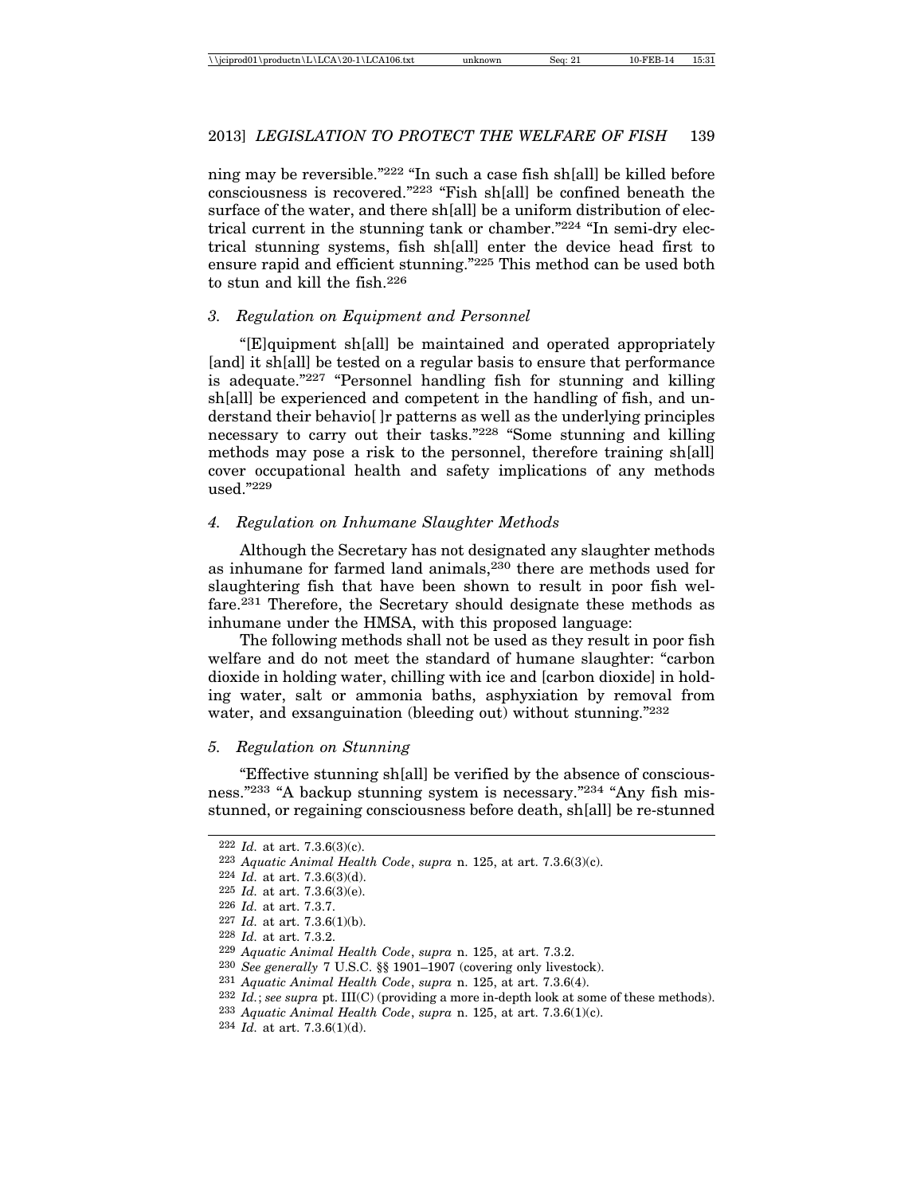ning may be reversible."[222] "In such a case fish sh[all] be killed before consciousness is recovered."[223] "Fish sh[all] be confined beneath the surface of the water, and there sh[all] be a uniform distribution of electrical current in the stunning tank or chamber."[224] "In semi-dry electrical stunning systems, fish sh[all] enter the device head first to ensure rapid and efficient stunning."[225] This method can be used both to stun and kill the fish.[226]

### 3. Regulation on Equipment and Personnel

"[E]quipment sh[all] be maintained and operated appropriately [and] it sh[all] be tested on a regular basis to ensure that performance is adequate."[227] "Personnel handling fish for stunning and killing sh[all] be experienced and competent in the handling of fish, and understand their behavio[ ]r patterns as well as the underlying principles necessary to carry out their tasks."[228] "Some stunning and killing methods may pose a risk to the personnel, therefore training sh[all] cover occupational health and safety implications of any methods used."[229]

### 4. Regulation on Inhumane Slaughter Methods

Although the Secretary has not designated any slaughter methods as inhumane for farmed land animals,[230] there are methods used for slaughtering fish that have been shown to result in poor fish welfare.[231] Therefore, the Secretary should designate these methods as inhumane under the HMSA, with this proposed language:

The following methods shall not be used as they result in poor fish welfare and do not meet the standard of humane slaughter: "carbon dioxide in holding water, chilling with ice and [carbon dioxide] in holding water, salt or ammonia baths, asphyxiation by removal from water, and exsanguination (bleeding out) without stunning."[232]

### 5. Regulation on Stunning

"Effective stunning sh[all] be verified by the absence of consciousness."[233] "A backup stunning system is necessary."[234] "Any fish mis-stunned, or regaining consciousness before death, sh[all] be re-stunned

---

[222] *Id.* at art. 7.3.6(3)(c).
[223] *Aquatic Animal Health Code*, *supra* n. 125, at art. 7.3.6(3)(c).
[224] *Id.* at art. 7.3.6(3)(d).
[225] *Id.* at art. 7.3.6(3)(e).
[226] *Id.* at art. 7.3.7.
[227] *Id.* at art. 7.3.6(1)(b).
[228] *Id.* at art. 7.3.2.
[229] *Aquatic Animal Health Code*, *supra* n. 125, at art. 7.3.2.
[230] *See generally* 7 U.S.C. §§ 1901–1907 (covering only livestock).
[231] *Aquatic Animal Health Code*, *supra* n. 125, at art. 7.3.6(4).
[232] *Id.*; *see supra* pt. III(C) (providing a more in-depth look at some of these methods).
[233] *Aquatic Animal Health Code*, *supra* n. 125, at art. 7.3.6(1)(c).
[234] *Id.* at art. 7.3.6(1)(d).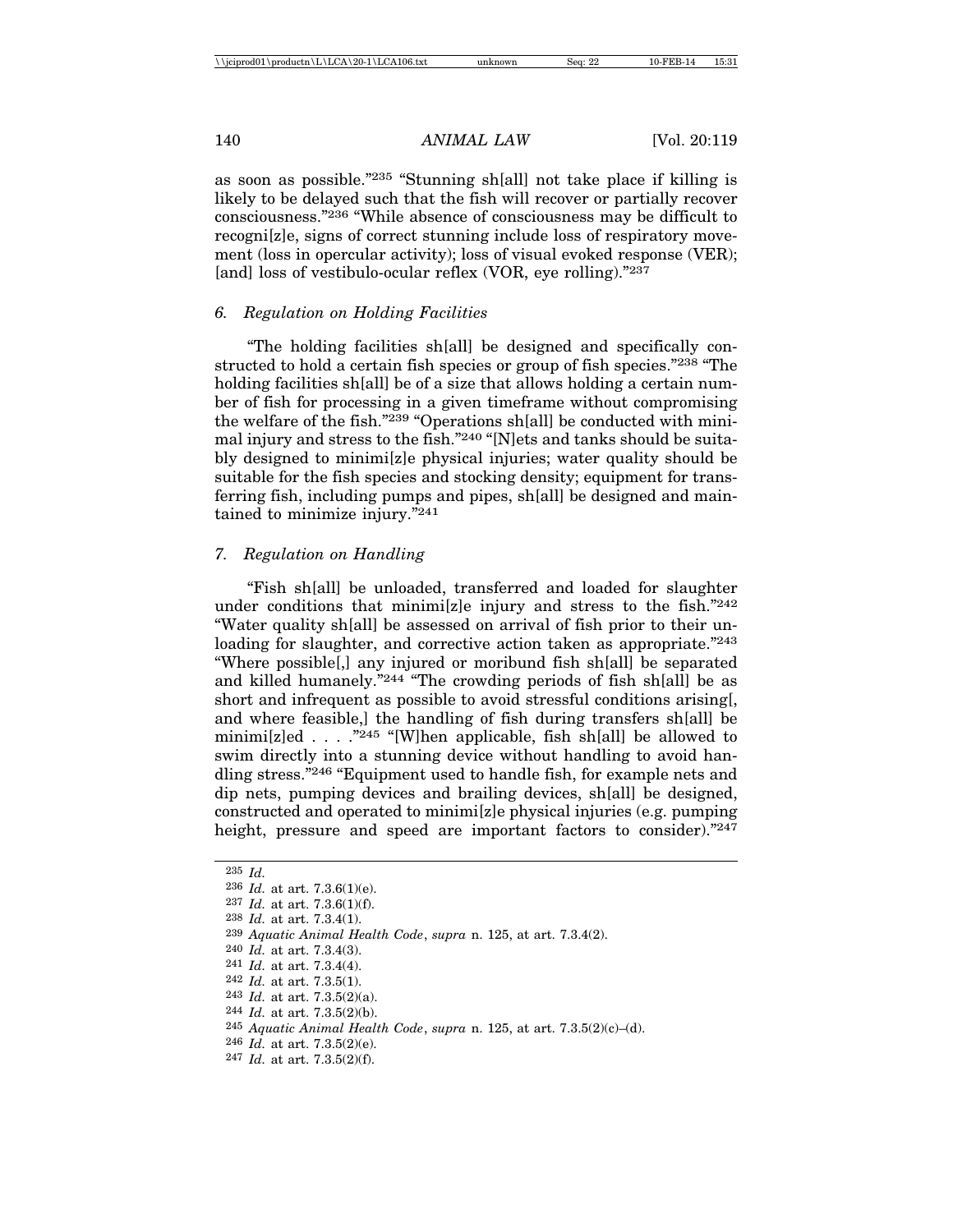as soon as possible."[235] "Stunning sh[all] not take place if killing is likely to be delayed such that the fish will recover or partially recover consciousness."[236] "While absence of consciousness may be difficult to recogni[z]e, signs of correct stunning include loss of respiratory movement (loss in opercular activity); loss of visual evoked response (VER); [and] loss of vestibulo-ocular reflex (VOR, eye rolling)."[237]

### 6. *Regulation on Holding Facilities*

"The holding facilities sh[all] be designed and specifically constructed to hold a certain fish species or group of fish species."[238] "The holding facilities sh[all] be of a size that allows holding a certain number of fish for processing in a given timeframe without compromising the welfare of the fish."[239] "Operations sh[all] be conducted with minimal injury and stress to the fish."[240] "[N]ets and tanks should be suitably designed to minimi[z]e physical injuries; water quality should be suitable for the fish species and stocking density; equipment for transferring fish, including pumps and pipes, sh[all] be designed and maintained to minimize injury."[241]

### 7. *Regulation on Handling*

"Fish sh[all] be unloaded, transferred and loaded for slaughter under conditions that minimi[z]e injury and stress to the fish."[242] "Water quality sh[all] be assessed on arrival of fish prior to their unloading for slaughter, and corrective action taken as appropriate."[243] "Where possible[,] any injured or moribund fish sh[all] be separated and killed humanely."[244] "The crowding periods of fish sh[all] be as short and infrequent as possible to avoid stressful conditions arising[, and where feasible,] the handling of fish during transfers sh[all] be minimi[z]ed . . . ."[245] "[W]hen applicable, fish sh[all] be allowed to swim directly into a stunning device without handling to avoid handling stress."[246] "Equipment used to handle fish, for example nets and dip nets, pumping devices and brailing devices, sh[all] be designed, constructed and operated to minimi[z]e physical injuries (e.g. pumping height, pressure and speed are important factors to consider)."[247]

---

[235] *Id.*

[236] *Id.* at art. 7.3.6(1)(e).

[237] *Id.* at art. 7.3.6(1)(f).

[238] *Id.* at art. 7.3.4(1).

[239] *Aquatic Animal Health Code*, *supra* n. 125, at art. 7.3.4(2).

[240] *Id.* at art. 7.3.4(3).

[241] *Id.* at art. 7.3.4(4).

[242] *Id.* at art. 7.3.5(1).

[243] *Id.* at art. 7.3.5(2)(a).

[244] *Id.* at art. 7.3.5(2)(b).

[245] *Aquatic Animal Health Code*, *supra* n. 125, at art. 7.3.5(2)(c)–(d).

[246] *Id.* at art. 7.3.5(2)(e).

[247] *Id.* at art. 7.3.5(2)(f).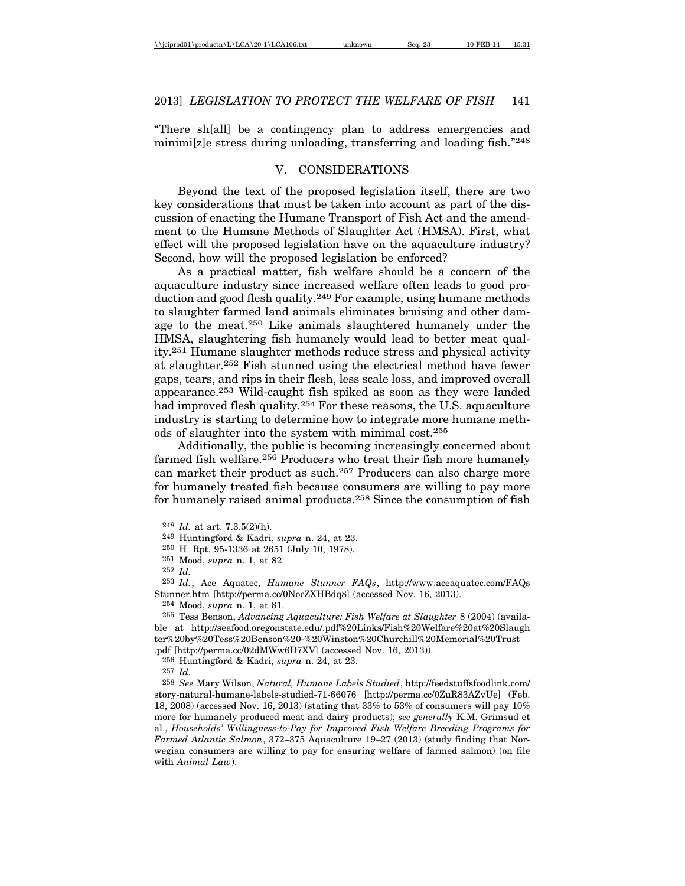"There sh[all] be a contingency plan to address emergencies and minimi[z]e stress during unloading, transferring and loading fish."[248]

## V. CONSIDERATIONS

Beyond the text of the proposed legislation itself, there are two key considerations that must be taken into account as part of the discussion of enacting the Humane Transport of Fish Act and the amendment to the Humane Methods of Slaughter Act (HMSA). First, what effect will the proposed legislation have on the aquaculture industry? Second, how will the proposed legislation be enforced?

As a practical matter, fish welfare should be a concern of the aquaculture industry since increased welfare often leads to good production and good flesh quality.[249] For example, using humane methods to slaughter farmed land animals eliminates bruising and other damage to the meat.[250] Like animals slaughtered humanely under the HMSA, slaughtering fish humanely would lead to better meat quality.[251] Humane slaughter methods reduce stress and physical activity at slaughter.[252] Fish stunned using the electrical method have fewer gaps, tears, and rips in their flesh, less scale loss, and improved overall appearance.[253] Wild-caught fish spiked as soon as they were landed had improved flesh quality.[254] For these reasons, the U.S. aquaculture industry is starting to determine how to integrate more humane methods of slaughter into the system with minimal cost.[255]

Additionally, the public is becoming increasingly concerned about farmed fish welfare.[256] Producers who treat their fish more humanely can market their product as such.[257] Producers can also charge more for humanely treated fish because consumers are willing to pay more for humanely raised animal products.[258] Since the consumption of fish

---

[248] *Id.* at art. 7.3.5(2)(h).

[249] Huntingford & Kadri, *supra* n. 24, at 23.

[250] H. Rpt. 95-1336 at 2651 (July 10, 1978).

[251] Mood, *supra* n. 1, at 82.

[252] *Id.*

[253] *Id.*; Ace Aquatec, *Humane Stunner FAQs*, http://www.aceaquatec.com/FAQsStunner.htm [http://perma.cc/0NocZXHBdq8] (accessed Nov. 16, 2013).

[254] Mood, *supra* n. 1, at 81.

[255] Tess Benson, *Advancing Aquaculture: Fish Welfare at Slaughter* 8 (2004) (available at http://seafood.oregonstate.edu/.pdf%20Links/Fish%20Welfare%20at%20Slaughter%20by%20Tess%20Benson%20-%20Winston%20Churchill%20Memorial%20Trust.pdf [http://perma.cc/02dMWw6D7XV] (accessed Nov. 16, 2013)).

[256] Huntingford & Kadri, *supra* n. 24, at 23.

[257] *Id.*

[258] *See* Mary Wilson, *Natural, Humane Labels Studied*, http://feedstuffsfoodlink.com/story-natural-humane-labels-studied-71-66076 [http://perma.cc/0ZuR83AZvUe] (Feb. 18, 2008) (accessed Nov. 16, 2013) (stating that 33% to 53% of consumers will pay 10% more for humanely produced meat and dairy products); *see generally* K.M. Grimsud et al., *Households' Willingness-to-Pay for Improved Fish Welfare Breeding Programs for Farmed Atlantic Salmon*, 372–375 Aquaculture 19–27 (2013) (study finding that Norwegian consumers are willing to pay for ensuring welfare of farmed salmon) (on file with *Animal Law*).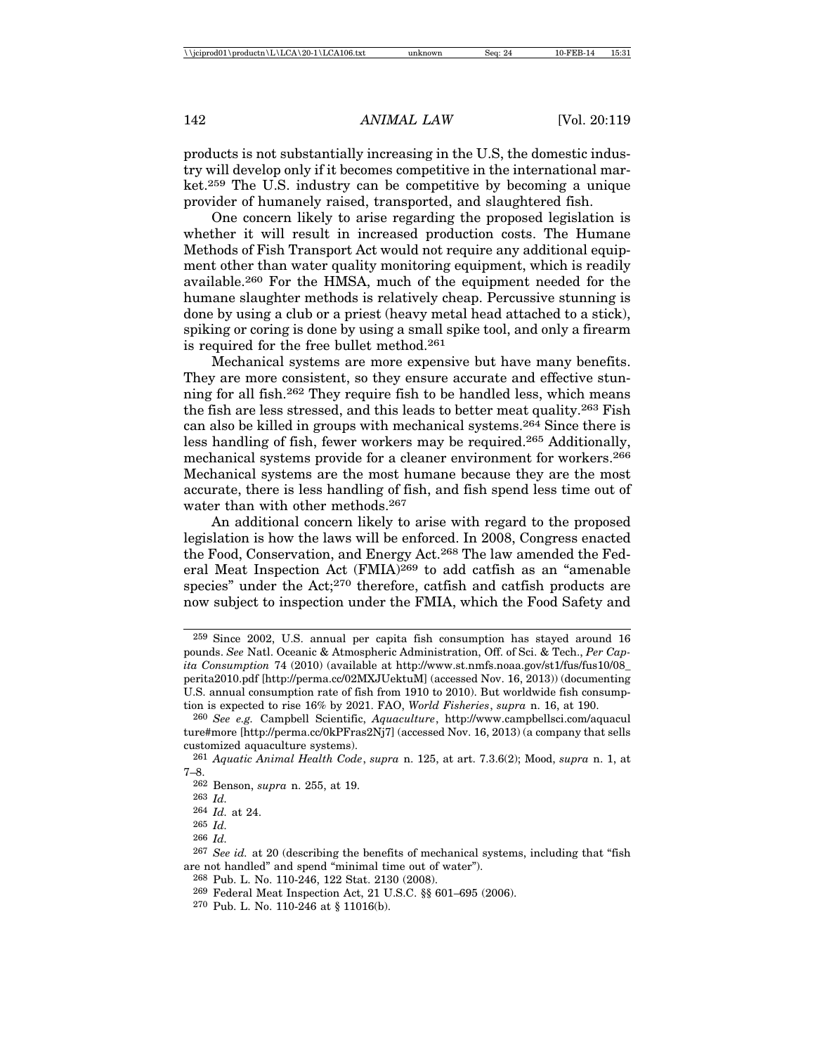products is not substantially increasing in the U.S, the domestic industry will develop only if it becomes competitive in the international market.[259] The U.S. industry can be competitive by becoming a unique provider of humanely raised, transported, and slaughtered fish.

One concern likely to arise regarding the proposed legislation is whether it will result in increased production costs. The Humane Methods of Fish Transport Act would not require any additional equipment other than water quality monitoring equipment, which is readily available.[260] For the HMSA, much of the equipment needed for the humane slaughter methods is relatively cheap. Percussive stunning is done by using a club or a priest (heavy metal head attached to a stick), spiking or coring is done by using a small spike tool, and only a firearm is required for the free bullet method.[261]

Mechanical systems are more expensive but have many benefits. They are more consistent, so they ensure accurate and effective stunning for all fish.[262] They require fish to be handled less, which means the fish are less stressed, and this leads to better meat quality.[263] Fish can also be killed in groups with mechanical systems.[264] Since there is less handling of fish, fewer workers may be required.[265] Additionally, mechanical systems provide for a cleaner environment for workers.[266] Mechanical systems are the most humane because they are the most accurate, there is less handling of fish, and fish spend less time out of water than with other methods.[267]

An additional concern likely to arise with regard to the proposed legislation is how the laws will be enforced. In 2008, Congress enacted the Food, Conservation, and Energy Act.[268] The law amended the Federal Meat Inspection Act (FMIA)[269] to add catfish as an "amenable species" under the Act;[270] therefore, catfish and catfish products are now subject to inspection under the FMIA, which the Food Safety and

---

[259] Since 2002, U.S. annual per capita fish consumption has stayed around 16 pounds. *See* Natl. Oceanic & Atmospheric Administration, Off. of Sci. & Tech., *Per Capita Consumption* 74 (2010) (available at http://www.st.nmfs.noaa.gov/st1/fus/fus10/08_perita2010.pdf [http://perma.cc/02MXJUektuM] (accessed Nov. 16, 2013)) (documenting U.S. annual consumption rate of fish from 1910 to 2010). But worldwide fish consumption is expected to rise 16% by 2021. FAO, *World Fisheries*, *supra* n. 16, at 190.

[260] *See e.g.* Campbell Scientific, *Aquaculture*, http://www.campbellsci.com/aquaculture#more [http://perma.cc/0kPFras2Nj7] (accessed Nov. 16, 2013) (a company that sells customized aquaculture systems).

[261] *Aquatic Animal Health Code*, *supra* n. 125, at art. 7.3.6(2); Mood, *supra* n. 1, at 7–8.

[262] Benson, *supra* n. 255, at 19.

[263] *Id.*

[264] *Id.* at 24.

[265] *Id.*

[266] *Id.*

[267] *See id.* at 20 (describing the benefits of mechanical systems, including that "fish are not handled" and spend "minimal time out of water").

[268] Pub. L. No. 110-246, 122 Stat. 2130 (2008).

[269] Federal Meat Inspection Act, 21 U.S.C. §§ 601–695 (2006).

[270] Pub. L. No. 110-246 at § 11016(b).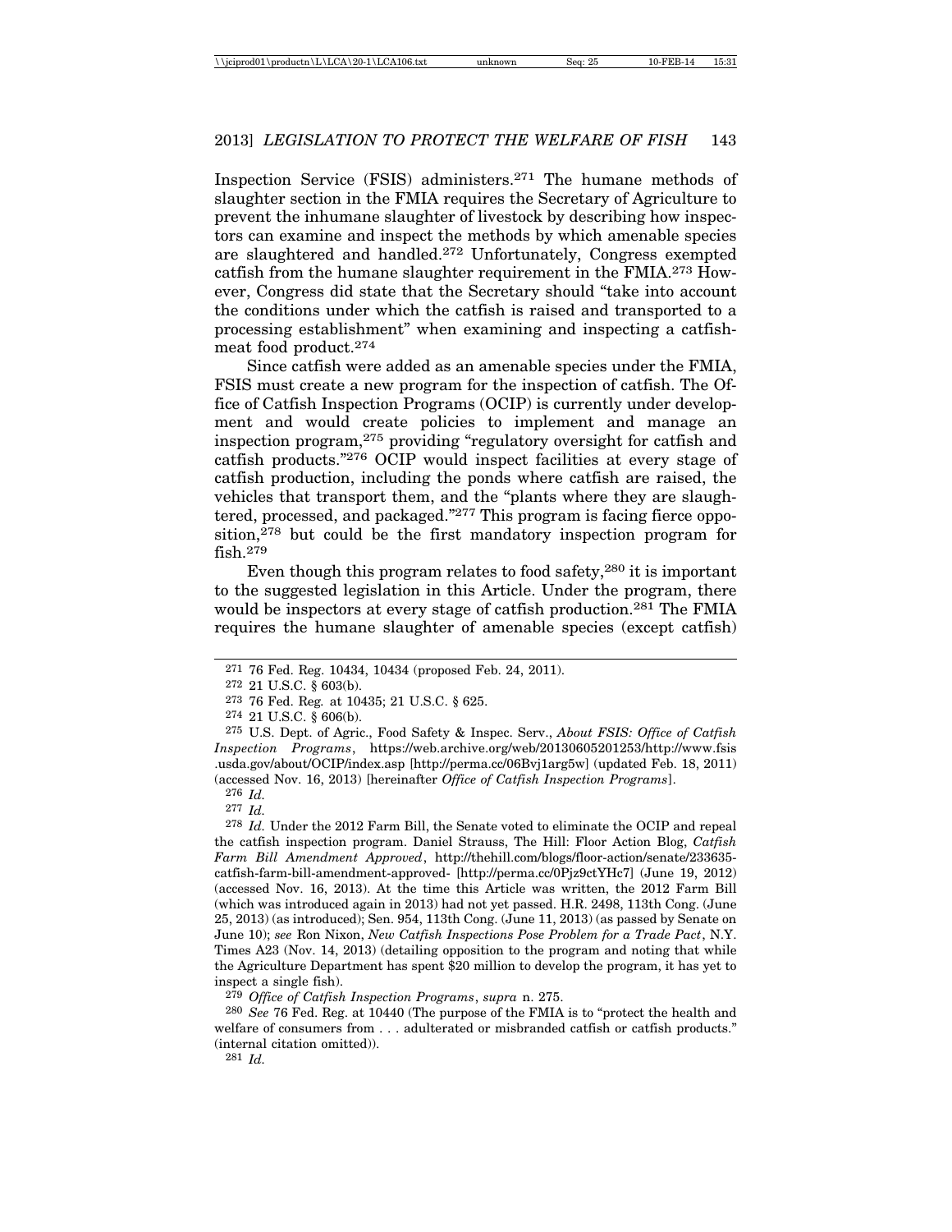Inspection Service (FSIS) administers.[271] The humane methods of slaughter section in the FMIA requires the Secretary of Agriculture to prevent the inhumane slaughter of livestock by describing how inspectors can examine and inspect the methods by which amenable species are slaughtered and handled.[272] Unfortunately, Congress exempted catfish from the humane slaughter requirement in the FMIA.[273] However, Congress did state that the Secretary should "take into account the conditions under which the catfish is raised and transported to a processing establishment" when examining and inspecting a catfish-meat food product.[274]

Since catfish were added as an amenable species under the FMIA, FSIS must create a new program for the inspection of catfish. The Office of Catfish Inspection Programs (OCIP) is currently under development and would create policies to implement and manage an inspection program,[275] providing "regulatory oversight for catfish and catfish products."[276] OCIP would inspect facilities at every stage of catfish production, including the ponds where catfish are raised, the vehicles that transport them, and the "plants where they are slaughtered, processed, and packaged."[277] This program is facing fierce opposition,[278] but could be the first mandatory inspection program for fish.[279]

Even though this program relates to food safety,[280] it is important to the suggested legislation in this Article. Under the program, there would be inspectors at every stage of catfish production.[281] The FMIA requires the humane slaughter of amenable species (except catfish)

---

[271] 76 Fed. Reg. 10434, 10434 (proposed Feb. 24, 2011).

[272] 21 U.S.C. § 603(b).

[273] 76 Fed. Reg. at 10435; 21 U.S.C. § 625.

[274] 21 U.S.C. § 606(b).

[275] U.S. Dept. of Agric., Food Safety & Inspec. Serv., *About FSIS: Office of Catfish Inspection Programs*, https://web.archive.org/web/20130605201253/http://www.fsis.usda.gov/about/OCIP/index.asp [http://perma.cc/06Bvj1arg5w] (updated Feb. 18, 2011) (accessed Nov. 16, 2013) [hereinafter *Office of Catfish Inspection Programs*].

[276] *Id.*

[277] *Id.*

[278] *Id.* Under the 2012 Farm Bill, the Senate voted to eliminate the OCIP and repeal the catfish inspection program. Daniel Strauss, The Hill: Floor Action Blog, *Catfish Farm Bill Amendment Approved*, http://thehill.com/blogs/floor-action/senate/233635-catfish-farm-bill-amendment-approved- [http://perma.cc/0Pjz9ctYHc7] (June 19, 2012) (accessed Nov. 16, 2013). At the time this Article was written, the 2012 Farm Bill (which was introduced again in 2013) had not yet passed. H.R. 2498, 113th Cong. (June 25, 2013) (as introduced); Sen. 954, 113th Cong. (June 11, 2013) (as passed by Senate on June 10); *see* Ron Nixon, *New Catfish Inspections Pose Problem for a Trade Pact*, N.Y. Times A23 (Nov. 14, 2013) (detailing opposition to the program and noting that while the Agriculture Department has spent $20 million to develop the program, it has yet to inspect a single fish).

[279] *Office of Catfish Inspection Programs*, *supra* n. 275.

[280] *See* 76 Fed. Reg. at 10440 (The purpose of the FMIA is to "protect the health and welfare of consumers from . . . adulterated or misbranded catfish or catfish products." (internal citation omitted)).

[281] *Id.*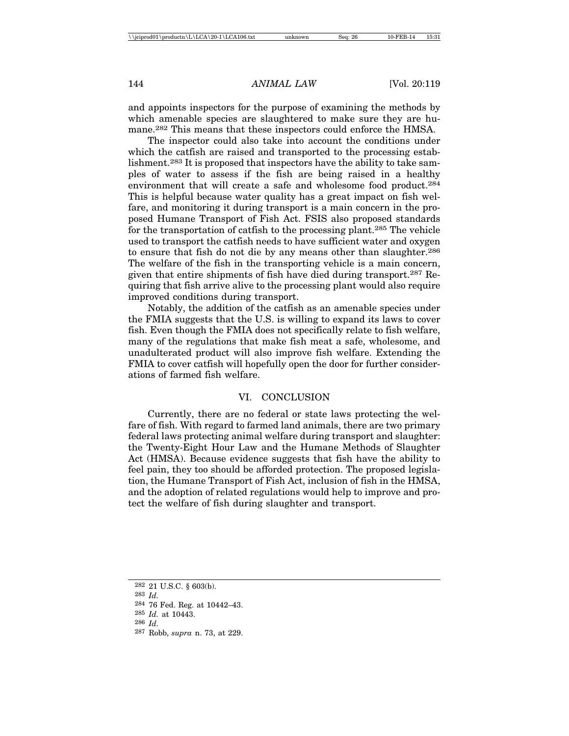and appoints inspectors for the purpose of examining the methods by which amenable species are slaughtered to make sure they are humane.[282] This means that these inspectors could enforce the HMSA.

The inspector could also take into account the conditions under which the catfish are raised and transported to the processing establishment.[283] It is proposed that inspectors have the ability to take samples of water to assess if the fish are being raised in a healthy environment that will create a safe and wholesome food product.[284] This is helpful because water quality has a great impact on fish welfare, and monitoring it during transport is a main concern in the proposed Humane Transport of Fish Act. FSIS also proposed standards for the transportation of catfish to the processing plant.[285] The vehicle used to transport the catfish needs to have sufficient water and oxygen to ensure that fish do not die by any means other than slaughter.[286] The welfare of the fish in the transporting vehicle is a main concern, given that entire shipments of fish have died during transport.[287] Requiring that fish arrive alive to the processing plant would also require improved conditions during transport.

Notably, the addition of the catfish as an amenable species under the FMIA suggests that the U.S. is willing to expand its laws to cover fish. Even though the FMIA does not specifically relate to fish welfare, many of the regulations that make fish meat a safe, wholesome, and unadulterated product will also improve fish welfare. Extending the FMIA to cover catfish will hopefully open the door for further considerations of farmed fish welfare.

## VI. CONCLUSION

Currently, there are no federal or state laws protecting the welfare of fish. With regard to farmed land animals, there are two primary federal laws protecting animal welfare during transport and slaughter: the Twenty-Eight Hour Law and the Humane Methods of Slaughter Act (HMSA). Because evidence suggests that fish have the ability to feel pain, they too should be afforded protection. The proposed legislation, the Humane Transport of Fish Act, inclusion of fish in the HMSA, and the adoption of related regulations would help to improve and protect the welfare of fish during slaughter and transport.

---

[282] 21 U.S.C. § 603(b).

[283] *Id.*

[284] 76 Fed. Reg. at 10442–43.

[285] *Id.* at 10443.

[286] *Id.*

[287] Robb, *supra* n. 73, at 229.